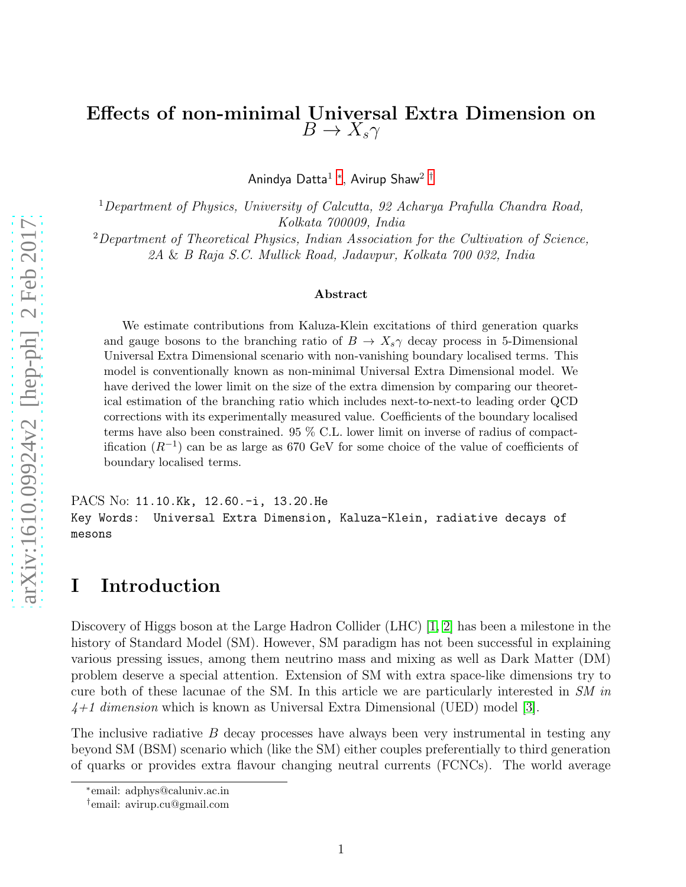# Effects of non-minimal Universal Extra Dimension on $B \to X_s\gamma$

Anindya Datta[1] [*], Avirup Shaw[2] [†]

[1] *Department of Physics, University of Calcutta, 92 Acharya Prafulla Chandra Road, Kolkata 700009, India*

[2] *Department of Theoretical Physics, Indian Association for the Cultivation of Science, 2A & B Raja S.C. Mullick Road, Jadavpur, Kolkata 700 032, India*

### Abstract

We estimate contributions from Kaluza-Klein excitations of third generation quarks and gauge bosons to the branching ratio of $B \to X_s\gamma$ decay process in 5-Dimensional Universal Extra Dimensional scenario with non-vanishing boundary localised terms. This model is conventionally known as non-minimal Universal Extra Dimensional model. We have derived the lower limit on the size of the extra dimension by comparing our theoretical estimation of the branching ratio which includes next-to-next-to leading order QCD corrections with its experimentally measured value. Coefficients of the boundary localised terms have also been constrained. 95 % C.L. lower limit on inverse of radius of compactification ($R^{-1}$) can be as large as 670 GeV for some choice of the value of coefficients of boundary localised terms.

PACS No: `11.10.Kk, 12.60.-i, 13.20.He`

Key Words: `Universal Extra Dimension, Kaluza-Klein, radiative decays of mesons`

# I Introduction

Discovery of Higgs boson at the Large Hadron Collider (LHC) [1, 2] has been a milestone in the history of Standard Model (SM). However, SM paradigm has not been successful in explaining various pressing issues, among them neutrino mass and mixing as well as Dark Matter (DM) problem deserve a special attention. Extension of SM with extra space-like dimensions try to cure both of these lacunae of the SM. In this article we are particularly interested in *SM in 4+1 dimension* which is known as Universal Extra Dimensional (UED) model [3].

The inclusive radiative $B$ decay processes have always been very instrumental in testing any beyond SM (BSM) scenario which (like the SM) either couples preferentially to third generation of quarks or provides extra flavour changing neutral currents (FCNCs). The world average

---

*email: adphys@caluniv.ac.in

†email: avirup.cu@gmail.com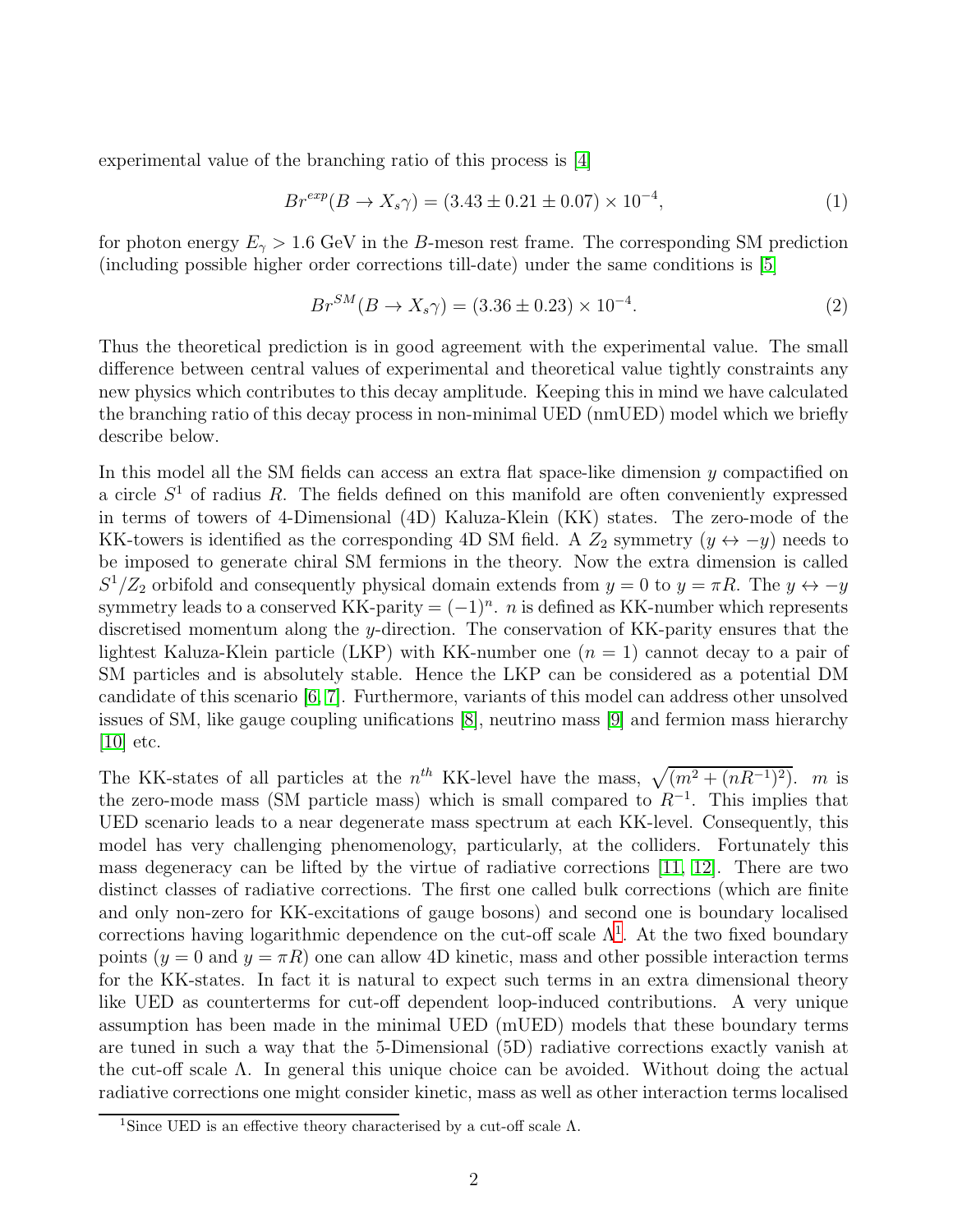experimental value of the branching ratio of this process is [4]

$$Br^{exp}(B \to X_s\gamma) = (3.43 \pm 0.21 \pm 0.07) \times 10^{-4}, \tag{1}$$

for photon energy $E_\gamma > 1.6$ GeV in the $B$-meson rest frame. The corresponding SM prediction (including possible higher order corrections till-date) under the same conditions is [5]

$$Br^{SM}(B \to X_s\gamma) = (3.36 \pm 0.23) \times 10^{-4}. \tag{2}$$

Thus the theoretical prediction is in good agreement with the experimental value. The small difference between central values of experimental and theoretical value tightly constraints any new physics which contributes to this decay amplitude. Keeping this in mind we have calculated the branching ratio of this decay process in non-minimal UED (nmUED) model which we briefly describe below.

In this model all the SM fields can access an extra flat space-like dimension $y$ compactified on a circle $S^1$ of radius $R$. The fields defined on this manifold are often conveniently expressed in terms of towers of 4-Dimensional (4D) Kaluza-Klein (KK) states. The zero-mode of the KK-towers is identified as the corresponding 4D SM field. A $Z_2$ symmetry ($y \leftrightarrow -y$) needs to be imposed to generate chiral SM fermions in the theory. Now the extra dimension is called $S^1/Z_2$ orbifold and consequently physical domain extends from $y = 0$ to $y = \pi R$. The $y \leftrightarrow -y$ symmetry leads to a conserved KK-parity $= (-1)^n$. $n$ is defined as KK-number which represents discretised momentum along the $y$-direction. The conservation of KK-parity ensures that the lightest Kaluza-Klein particle (LKP) with KK-number one ($n = 1$) cannot decay to a pair of SM particles and is absolutely stable. Hence the LKP can be considered as a potential DM candidate of this scenario [6, 7]. Furthermore, variants of this model can address other unsolved issues of SM, like gauge coupling unifications [8], neutrino mass [9] and fermion mass hierarchy [10] etc.

The KK-states of all particles at the $n^{th}$ KK-level have the mass, $\sqrt{(m^2 + (nR^{-1})^2)}$. $m$ is the zero-mode mass (SM particle mass) which is small compared to $R^{-1}$. This implies that UED scenario leads to a near degenerate mass spectrum at each KK-level. Consequently, this model has very challenging phenomenology, particularly, at the colliders. Fortunately this mass degeneracy can be lifted by the virtue of radiative corrections [11, 12]. There are two distinct classes of radiative corrections. The first one called bulk corrections (which are finite and only non-zero for KK-excitations of gauge bosons) and second one is boundary localised corrections having logarithmic dependence on the cut-off scale $\Lambda$[1]. At the two fixed boundary points ($y = 0$ and $y = \pi R$) one can allow 4D kinetic, mass and other possible interaction terms for the KK-states. In fact it is natural to expect such terms in an extra dimensional theory like UED as counterterms for cut-off dependent loop-induced contributions. A very unique assumption has been made in the minimal UED (mUED) models that these boundary terms are tuned in such a way that the 5-Dimensional (5D) radiative corrections exactly vanish at the cut-off scale $\Lambda$. In general this unique choice can be avoided. Without doing the actual radiative corrections one might consider kinetic, mass as well as other interaction terms localised

[1] Since UED is an effective theory characterised by a cut-off scale $\Lambda$.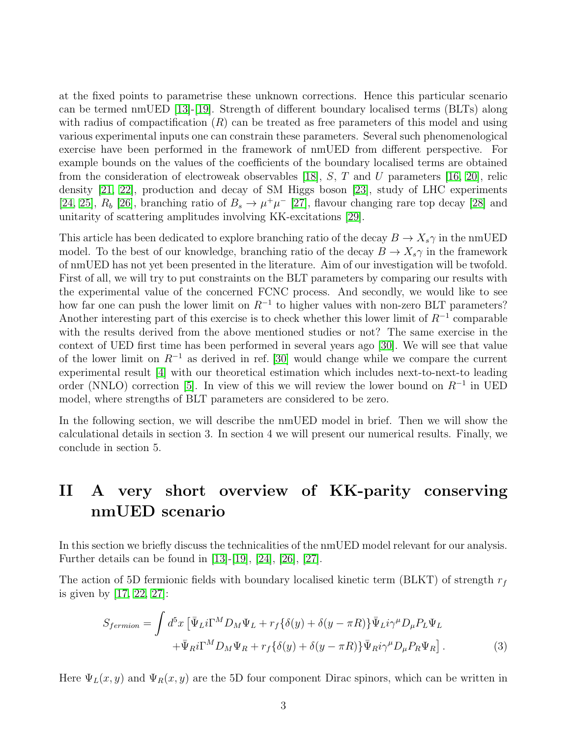at the fixed points to parametrise these unknown corrections. Hence this particular scenario can be termed nmUED [13]-[19]. Strength of different boundary localised terms (BLTs) along with radius of compactification ($R$) can be treated as free parameters of this model and using various experimental inputs one can constrain these parameters. Several such phenomenological exercise have been performed in the framework of nmUED from different perspective. For example bounds on the values of the coefficients of the boundary localised terms are obtained from the consideration of electroweak observables [18], $S$, $T$ and $U$ parameters [16, 20], relic density [21, 22], production and decay of SM Higgs boson [23], study of LHC experiments [24, 25], $R_b$ [26], branching ratio of $B_s \to \mu^+\mu^-$ [27], flavour changing rare top decay [28] and unitarity of scattering amplitudes involving KK-excitations [29].

This article has been dedicated to explore branching ratio of the decay $B \to X_s\gamma$ in the nmUED model. To the best of our knowledge, branching ratio of the decay $B \to X_s\gamma$ in the framework of nmUED has not yet been presented in the literature. Aim of our investigation will be twofold. First of all, we will try to put constraints on the BLT parameters by comparing our results with the experimental value of the concerned FCNC process. And secondly, we would like to see how far one can push the lower limit on $R^{-1}$ to higher values with non-zero BLT parameters? Another interesting part of this exercise is to check whether this lower limit of $R^{-1}$ comparable with the results derived from the above mentioned studies or not? The same exercise in the context of UED first time has been performed in several years ago [30]. We will see that value of the lower limit on $R^{-1}$ as derived in ref. [30] would change while we compare the current experimental result [4] with our theoretical estimation which includes next-to-next-to leading order (NNLO) correction [5]. In view of this we will review the lower bound on $R^{-1}$ in UED model, where strengths of BLT parameters are considered to be zero.

In the following section, we will describe the nmUED model in brief. Then we will show the calculational details in section 3. In section 4 we will present our numerical results. Finally, we conclude in section 5.

# II A very short overview of KK-parity conserving nmUED scenario

In this section we briefly discuss the technicalities of the nmUED model relevant for our analysis. Further details can be found in [13]-[19], [24], [26], [27].

The action of 5D fermionic fields with boundary localised kinetic term (BLKT) of strength $r_f$ is given by [17, 22, 27]:

$$
\begin{aligned}
S_{fermion} = \int d^5x \, \big[ & \bar{\Psi}_L i\Gamma^M D_M \Psi_L + r_f\{\delta(y) + \delta(y - \pi R)\}\bar{\Psi}_L i\gamma^\mu D_\mu P_L \Psi_L \\
& + \bar{\Psi}_R i\Gamma^M D_M \Psi_R + r_f\{\delta(y) + \delta(y - \pi R)\}\bar{\Psi}_R i\gamma^\mu D_\mu P_R \Psi_R \big] .
\end{aligned} \tag{3}
$$

Here $\Psi_L(x, y)$ and $\Psi_R(x, y)$ are the 5D four component Dirac spinors, which can be written in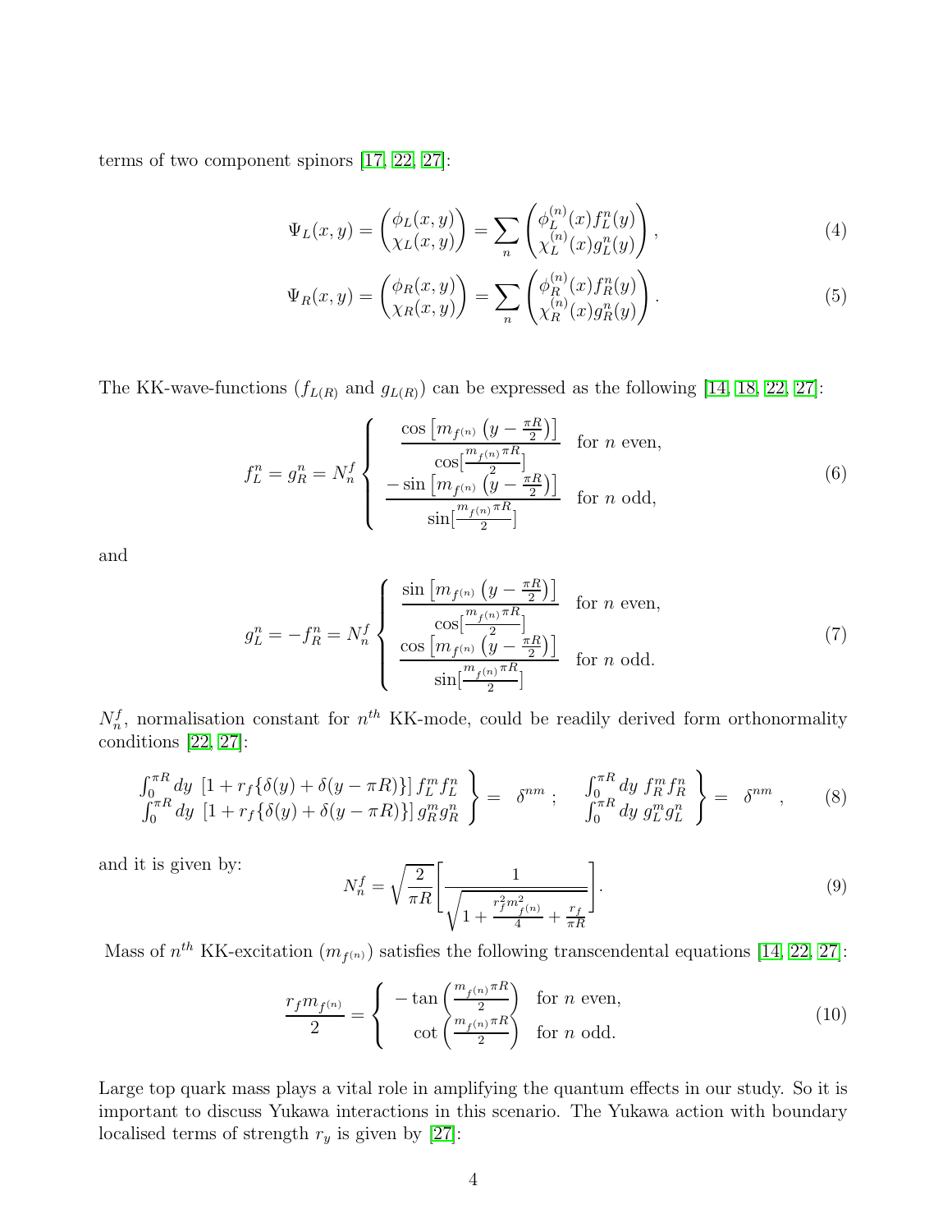terms of two component spinors [17, 22, 27]:

$$\Psi_L(x,y) = \begin{pmatrix} \phi_L(x,y) \\ \chi_L(x,y) \end{pmatrix} = \sum_n \begin{pmatrix} \phi_L^{(n)}(x) f_L^n(y) \\ \chi_L^{(n)}(x) g_L^n(y) \end{pmatrix}, \tag{4}$$

$$\Psi_R(x,y) = \begin{pmatrix} \phi_R(x,y) \\ \chi_R(x,y) \end{pmatrix} = \sum_n \begin{pmatrix} \phi_R^{(n)}(x) f_R^n(y) \\ \chi_R^{(n)}(x) g_R^n(y) \end{pmatrix}. \tag{5}$$

The KK-wave-functions ($f_{L(R)}$ and $g_{L(R)}$) can be expressed as the following [14, 18, 22, 27]:

$$f_L^n = g_R^n = N_n^f \left\{ \begin{array}{ll} \dfrac{\cos\left[m_{f^{(n)}}\left(y - \frac{\pi R}{2}\right)\right]}{\cos[\frac{m_{f^{(n)}}\pi R}{2}]} & \text{for } n \text{ even,} \\ \dfrac{-\sin\left[m_{f^{(n)}}\left(y - \frac{\pi R}{2}\right)\right]}{\sin[\frac{m_{f^{(n)}}\pi R}{2}]} & \text{for } n \text{ odd,} \end{array} \right. \tag{6}$$

and

$$g_L^n = -f_R^n = N_n^f \left\{ \begin{array}{ll} \dfrac{\sin\left[m_{f^{(n)}}\left(y - \frac{\pi R}{2}\right)\right]}{\cos[\frac{m_{f^{(n)}}\pi R}{2}]} & \text{for } n \text{ even,} \\ \dfrac{\cos\left[m_{f^{(n)}}\left(y - \frac{\pi R}{2}\right)\right]}{\sin[\frac{m_{f^{(n)}}\pi R}{2}]} & \text{for } n \text{ odd.} \end{array} \right. \tag{7}$$

$N_n^f$, normalisation constant for $n^{th}$ KK-mode, could be readily derived form orthonormality conditions [22, 27]:

$$\left.\begin{array}{l} \int_0^{\pi R} dy\ [1 + r_f\{\delta(y) + \delta(y - \pi R)\}]\, f_L^m f_L^n \\ \int_0^{\pi R} dy\ [1 + r_f\{\delta(y) + \delta(y - \pi R)\}]\, g_R^m g_R^n \end{array}\right\} = \delta^{nm}\ ; \quad \left.\begin{array}{l} \int_0^{\pi R} dy\ f_R^m f_R^n \\ \int_0^{\pi R} dy\ g_L^m g_L^n \end{array}\right\} = \delta^{nm}\ , \tag{8}$$

and it is given by:

$$N_n^f = \sqrt{\frac{2}{\pi R}} \left[ \frac{1}{\sqrt{1 + \frac{r_f^2 m_{f^{(n)}}^2}{4} + \frac{r_f}{\pi R}}} \right]. \tag{9}$$

Mass of $n^{th}$ KK-excitation ($m_{f^{(n)}}$) satisfies the following transcendental equations [14, 22, 27]:

$$\frac{r_f m_{f^{(n)}}}{2} = \left\{ \begin{array}{ll} -\tan\left(\frac{m_{f^{(n)}}\pi R}{2}\right) & \text{for } n \text{ even,} \\ \cot\left(\frac{m_{f^{(n)}}\pi R}{2}\right) & \text{for } n \text{ odd.} \end{array} \right. \tag{10}$$

Large top quark mass plays a vital role in amplifying the quantum effects in our study. So it is important to discuss Yukawa interactions in this scenario. The Yukawa action with boundary localised terms of strength $r_y$ is given by [27]: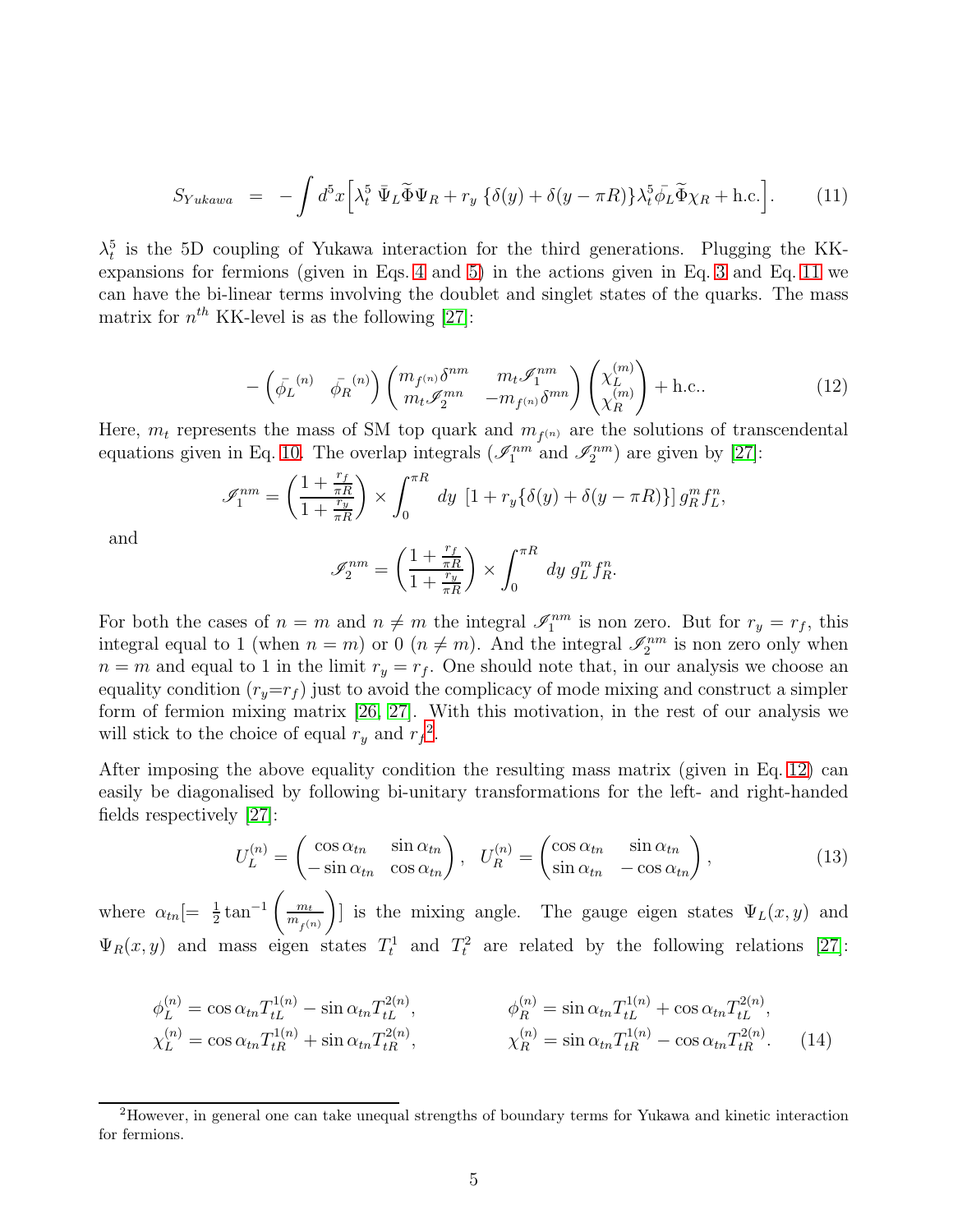$$S_{Yukawa} \;=\; -\int d^5x \Big[ \lambda_t^5 \; \bar{\Psi}_L \widetilde{\Phi} \Psi_R + r_y \, \{\delta(y) + \delta(y - \pi R)\} \lambda_t^5 \bar{\phi_L} \widetilde{\Phi} \chi_R + \text{h.c.} \Big]. \tag{11}$$

$\lambda_t^5$ is the 5D coupling of Yukawa interaction for the third generations. Plugging the KK-expansions for fermions (given in Eqs. 4 and 5) in the actions given in Eq. 3 and Eq. 11 we can have the bi-linear terms involving the doublet and singlet states of the quarks. The mass matrix for $n^{th}$ KK-level is as the following [27]:

$$-\begin{pmatrix} \bar{\phi_L}^{(n)} & \bar{\phi_R}^{(n)} \end{pmatrix} \begin{pmatrix} m_{f^{(n)}} \delta^{nm} & m_t \mathscr{I}_1^{nm} \\ m_t \mathscr{I}_2^{mn} & -m_{f^{(n)}} \delta^{mn} \end{pmatrix} \begin{pmatrix} \chi_L^{(m)} \\ \chi_R^{(m)} \end{pmatrix} + \text{h.c.}. \tag{12}$$

Here, $m_t$ represents the mass of SM top quark and $m_{f^{(n)}}$ are the solutions of transcendental equations given in Eq. 10. The overlap integrals ($\mathscr{I}_1^{nm}$ and $\mathscr{I}_2^{nm}$) are given by [27]:

$$\mathscr{I}_1^{nm} = \left( \frac{1 + \frac{r_f}{\pi R}}{1 + \frac{r_y}{\pi R}} \right) \times \int_0^{\pi R} dy \; \left[ 1 + r_y \{ \delta(y) + \delta(y - \pi R) \} \right] g_R^m f_L^n,$$

and

$$\mathscr{I}_2^{nm} = \left( \frac{1 + \frac{r_f}{\pi R}}{1 + \frac{r_y}{\pi R}} \right) \times \int_0^{\pi R} dy \; g_L^m f_R^n.$$

For both the cases of $n = m$ and $n \neq m$ the integral $\mathscr{I}_1^{nm}$ is non zero. But for $r_y = r_f$, this integral equal to 1 (when $n = m$) or 0 ($n \neq m$). And the integral $\mathscr{I}_2^{nm}$ is non zero only when $n = m$ and equal to 1 in the limit $r_y = r_f$. One should note that, in our analysis we choose an equality condition ($r_y$=$r_f$) just to avoid the complicacy of mode mixing and construct a simpler form of fermion mixing matrix [26, 27]. With this motivation, in the rest of our analysis we will stick to the choice of equal $r_y$ and $r_f$[2].

After imposing the above equality condition the resulting mass matrix (given in Eq. 12) can easily be diagonalised by following bi-unitary transformations for the left- and right-handed fields respectively [27]:

$$U_L^{(n)} = \begin{pmatrix} \cos\alpha_{tn} & \sin\alpha_{tn} \\ -\sin\alpha_{tn} & \cos\alpha_{tn} \end{pmatrix}, \quad U_R^{(n)} = \begin{pmatrix} \cos\alpha_{tn} & \sin\alpha_{tn} \\ \sin\alpha_{tn} & -\cos\alpha_{tn} \end{pmatrix}, \tag{13}$$

where $\alpha_{tn}[= \frac{1}{2}\tan^{-1}\left(\frac{m_t}{m_{f^{(n)}}}\right)]$ is the mixing angle. The gauge eigen states $\Psi_L(x, y)$ and $\Psi_R(x, y)$ and mass eigen states $T_t^1$ and $T_t^2$ are related by the following relations [27]:

$$\begin{aligned} \phi_L^{(n)} &= \cos\alpha_{tn} T_{tL}^{1(n)} - \sin\alpha_{tn} T_{tL}^{2(n)}, \qquad & \phi_R^{(n)} &= \sin\alpha_{tn} T_{tL}^{1(n)} + \cos\alpha_{tn} T_{tL}^{2(n)}, \\ \chi_L^{(n)} &= \cos\alpha_{tn} T_{tR}^{1(n)} + \sin\alpha_{tn} T_{tR}^{2(n)}, \qquad & \chi_R^{(n)} &= \sin\alpha_{tn} T_{tR}^{1(n)} - \cos\alpha_{tn} T_{tR}^{2(n)}. \end{aligned} \tag{14}$$

[2] However, in general one can take unequal strengths of boundary terms for Yukawa and kinetic interaction for fermions.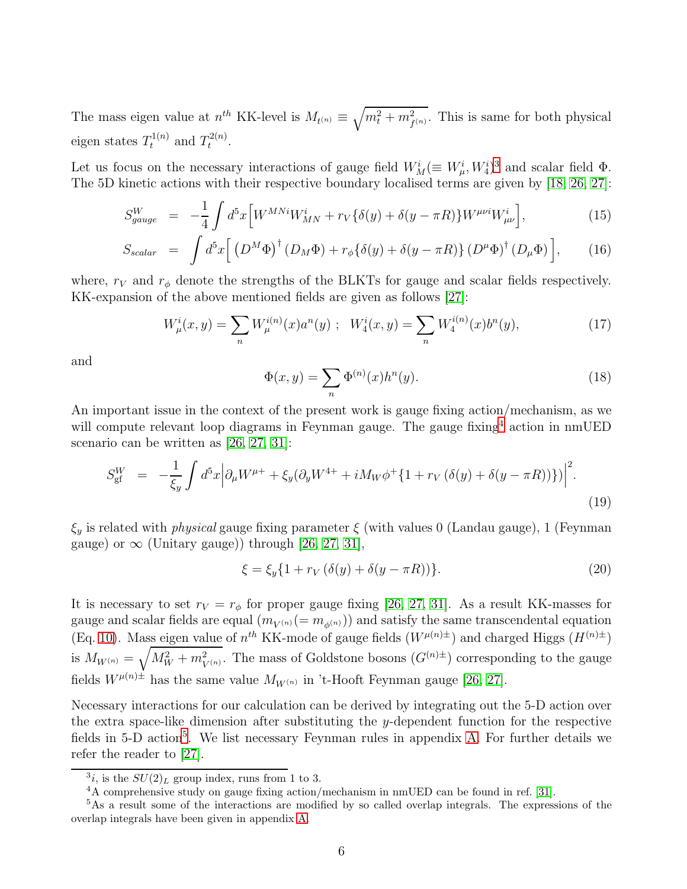The mass eigen value at $n^{th}$ KK-level is $M_{t^{(n)}} \equiv \sqrt{m_t^2 + m_{f^{(n)}}^2}$. This is same for both physical eigen states $T_t^{1(n)}$ and $T_t^{2(n)}$.

Let us focus on the necessary interactions of gauge field $W_M^i (\equiv W_\mu^i, W_4^i)$[3] and scalar field $\Phi$. The 5D kinetic actions with their respective boundary localised terms are given by [18, 26, 27]:

$$
S_{gauge}^W = -\frac{1}{4} \int d^5x \Big[ W^{MNi} W_{MN}^i + r_V \{\delta(y) + \delta(y - \pi R)\} W^{\mu\nu i} W_{\mu\nu}^i \Big], \tag{15}
$$

$$
S_{scalar} = \int d^5x \Big[ \left(D^M \Phi\right)^\dagger (D_M \Phi) + r_\phi \{\delta(y) + \delta(y - \pi R)\} \left(D^\mu \Phi\right)^\dagger (D_\mu \Phi) \Big], \tag{16}
$$

where, $r_V$ and $r_\phi$ denote the strengths of the BLKTs for gauge and scalar fields respectively. KK-expansion of the above mentioned fields are given as follows [27]:

$$
W_\mu^i(x, y) = \sum_n W_\mu^{i(n)}(x) a^n(y) \; ; \;\; W_4^i(x, y) = \sum_n W_4^{i(n)}(x) b^n(y), \tag{17}
$$

and

$$
\Phi(x, y) = \sum_n \Phi^{(n)}(x) h^n(y). \tag{18}
$$

An important issue in the context of the present work is gauge fixing action/mechanism, as we will compute relevant loop diagrams in Feynman gauge. The gauge fixing[4] action in nmUED scenario can be written as [26, 27, 31]:

$$
S_{\rm gf}^W = -\frac{1}{\xi_y} \int d^5x \Big| \partial_\mu W^{\mu +} + \xi_y (\partial_y W^{4+} + i M_W \phi^+ \{1 + r_V \left(\delta(y) + \delta(y - \pi R)\right)\}) \Big|^2. \tag{19}
$$

$\xi_y$ is related with *physical* gauge fixing parameter $\xi$ (with values 0 (Landau gauge), 1 (Feynman gauge) or $\infty$ (Unitary gauge)) through [26, 27, 31],

$$
\xi = \xi_y \{1 + r_V \left(\delta(y) + \delta(y - \pi R)\right)\}. \tag{20}
$$

It is necessary to set $r_V = r_\phi$ for proper gauge fixing [26, 27, 31]. As a result KK-masses for gauge and scalar fields are equal ($m_{V^{(n)}} (= m_{\phi^{(n)}})$) and satisfy the same transcendental equation (Eq. 10). Mass eigen value of $n^{th}$ KK-mode of gauge fields ($W^{\mu(n)\pm}$) and charged Higgs ($H^{(n)\pm}$) is $M_{W^{(n)}} = \sqrt{M_W^2 + m_{V^{(n)}}^2}$. The mass of Goldstone bosons ($G^{(n)\pm}$) corresponding to the gauge fields $W^{\mu(n)\pm}$ has the same value $M_{W^{(n)}}$ in 't-Hooft Feynman gauge [26, 27].

Necessary interactions for our calculation can be derived by integrating out the 5-D action over the extra space-like dimension after substituting the $y$-dependent function for the respective fields in 5-D action[5]. We list necessary Feynman rules in appendix A. For further details we refer the reader to [27].

---

[3] $i$, is the $SU(2)_L$ group index, runs from 1 to 3.

[4] A comprehensive study on gauge fixing action/mechanism in nmUED can be found in ref. [31].

[5] As a result some of the interactions are modified by so called overlap integrals. The expressions of the overlap integrals have been given in appendix A.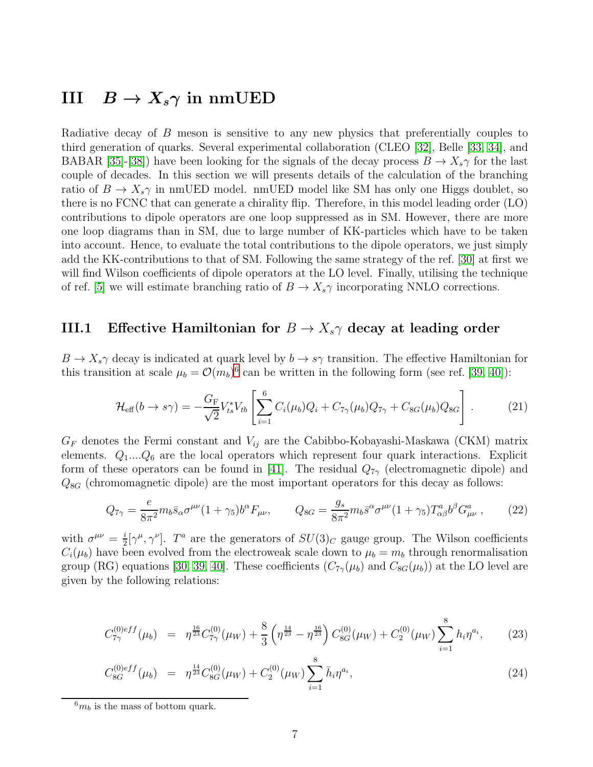# III $B \to X_s\gamma$ in nmUED

Radiative decay of $B$ meson is sensitive to any new physics that preferentially couples to third generation of quarks. Several experimental collaboration (CLEO [32], Belle [33, 34], and BABAR [35]-[38]) have been looking for the signals of the decay process $B \to X_s\gamma$ for the last couple of decades. In this section we will presents details of the calculation of the branching ratio of $B \to X_s\gamma$ in nmUED model. nmUED model like SM has only one Higgs doublet, so there is no FCNC that can generate a chirality flip. Therefore, in this model leading order (LO) contributions to dipole operators are one loop suppressed as in SM. However, there are more one loop diagrams than in SM, due to large number of KK-particles which have to be taken into account. Hence, to evaluate the total contributions to the dipole operators, we just simply add the KK-contributions to that of SM. Following the same strategy of the ref. [30] at first we will find Wilson coefficients of dipole operators at the LO level. Finally, utilising the technique of ref. [5] we will estimate branching ratio of $B \to X_s\gamma$ incorporating NNLO corrections.

## III.1 Effective Hamiltonian for $B \to X_s\gamma$ decay at leading order

$B \to X_s\gamma$ decay is indicated at quark level by $b \to s\gamma$ transition. The effective Hamiltonian for this transition at scale $\mu_b = \mathcal{O}(m_b)$[6] can be written in the following form (see ref. [39, 40]):

$$\mathcal{H}_{\rm eff}(b \to s\gamma) = -\frac{G_{\rm F}}{\sqrt{2}} V_{ts}^{*} V_{tb} \left[ \sum_{i=1}^{6} C_i(\mu_b) Q_i + C_{7\gamma}(\mu_b) Q_{7\gamma} + C_{8G}(\mu_b) Q_{8G} \right] . \tag{21}$$

$G_F$ denotes the Fermi constant and $V_{ij}$ are the Cabibbo-Kobayashi-Maskawa (CKM) matrix elements. $Q_1 .... Q_6$ are the local operators which represent four quark interactions. Explicit form of these operators can be found in [41]. The residual $Q_{7\gamma}$ (electromagnetic dipole) and $Q_{8G}$ (chromomagnetic dipole) are the most important operators for this decay as follows:

$$Q_{7\gamma} = \frac{e}{8\pi^2} m_b \bar{s}_\alpha \sigma^{\mu\nu}(1+\gamma_5) b^\alpha F_{\mu\nu}, \qquad Q_{8G} = \frac{g_s}{8\pi^2} m_b \bar{s}^\alpha \sigma^{\mu\nu}(1+\gamma_5) T^a_{\alpha\beta} b^\beta G^a_{\mu\nu} \,, \tag{22}$$

with $\sigma^{\mu\nu} = \frac{i}{2}[\gamma^\mu, \gamma^\nu]$. $T^a$ are the generators of $SU(3)_C$ gauge group. The Wilson coefficients $C_i(\mu_b)$ have been evolved from the electroweak scale down to $\mu_b = m_b$ through renormalisation group (RG) equations [30, 39, 40]. These coefficients ($C_{7\gamma}(\mu_b)$ and $C_{8G}(\mu_b)$) at the LO level are given by the following relations:

$$C^{(0)eff}_{7\gamma}(\mu_b) = \eta^{\frac{16}{23}} C^{(0)}_{7\gamma}(\mu_W) + \frac{8}{3}\left(\eta^{\frac{14}{23}} - \eta^{\frac{16}{23}}\right) C^{(0)}_{8G}(\mu_W) + C^{(0)}_{2}(\mu_W) \sum_{i=1}^{8} h_i \eta^{a_i}, \tag{23}$$

$$C^{(0)eff}_{8G}(\mu_b) = \eta^{\frac{14}{23}} C^{(0)}_{8G}(\mu_W) + C^{(0)}_{2}(\mu_W) \sum_{i=1}^{8} \bar{h}_i \eta^{a_i}, \tag{24}$$

[6] $m_b$ is the mass of bottom quark.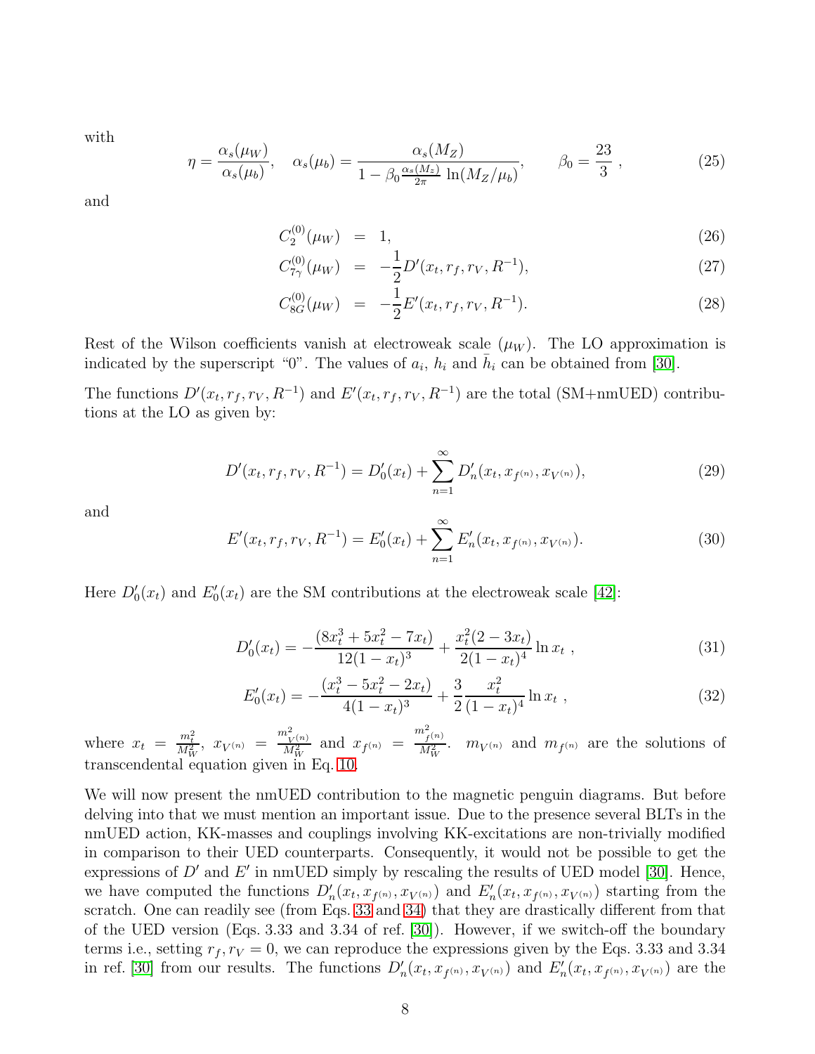with

$$\eta = \frac{\alpha_s(\mu_W)}{\alpha_s(\mu_b)}, \quad \alpha_s(\mu_b) = \frac{\alpha_s(M_Z)}{1 - \beta_0 \frac{\alpha_s(M_z)}{2\pi} \ln(M_Z/\mu_b)}, \qquad \beta_0 = \frac{23}{3} \ , \tag{25}$$

and

$$C_2^{(0)}(\mu_W) = 1, \tag{26}$$

$$C_{7\gamma}^{(0)}(\mu_W) = -\frac{1}{2} D'(x_t, r_f, r_V, R^{-1}), \tag{27}$$

$$C_{8G}^{(0)}(\mu_W) = -\frac{1}{2} E'(x_t, r_f, r_V, R^{-1}). \tag{28}$$

Rest of the Wilson coefficients vanish at electroweak scale ($\mu_W$). The LO approximation is indicated by the superscript "0". The values of $a_i$, $h_i$ and $\bar{h}_i$ can be obtained from [30].

The functions $D'(x_t, r_f, r_V, R^{-1})$ and $E'(x_t, r_f, r_V, R^{-1})$ are the total (SM+nmUED) contributions at the LO as given by:

$$D'(x_t, r_f, r_V, R^{-1}) = D'_0(x_t) + \sum_{n=1}^{\infty} D'_n(x_t, x_{f^{(n)}}, x_{V^{(n)}}), \tag{29}$$

and

$$E'(x_t, r_f, r_V, R^{-1}) = E'_0(x_t) + \sum_{n=1}^{\infty} E'_n(x_t, x_{f^{(n)}}, x_{V^{(n)}}). \tag{30}$$

Here $D'_0(x_t)$ and $E'_0(x_t)$ are the SM contributions at the electroweak scale [42]:

$$D'_0(x_t) = -\frac{(8x_t^3 + 5x_t^2 - 7x_t)}{12(1-x_t)^3} + \frac{x_t^2(2-3x_t)}{2(1-x_t)^4} \ln x_t \ , \tag{31}$$

$$E'_0(x_t) = -\frac{(x_t^3 - 5x_t^2 - 2x_t)}{4(1-x_t)^3} + \frac{3}{2} \frac{x_t^2}{(1-x_t)^4} \ln x_t \ , \tag{32}$$

where $x_t = \frac{m_t^2}{M_W^2}$, $x_{V^{(n)}} = \frac{m_{V^{(n)}}^2}{M_W^2}$ and $x_{f^{(n)}} = \frac{m_{f^{(n)}}^2}{M_W^2}$. $m_{V^{(n)}}$ and $m_{f^{(n)}}$ are the solutions of transcendental equation given in Eq. 10.

We will now present the nmUED contribution to the magnetic penguin diagrams. But before delving into that we must mention an important issue. Due to the presence several BLTs in the nmUED action, KK-masses and couplings involving KK-excitations are non-trivially modified in comparison to their UED counterparts. Consequently, it would not be possible to get the expressions of $D'$ and $E'$ in nmUED simply by rescaling the results of UED model [30]. Hence, we have computed the functions $D'_n(x_t, x_{f^{(n)}}, x_{V^{(n)}})$ and $E'_n(x_t, x_{f^{(n)}}, x_{V^{(n)}})$ starting from the scratch. One can readily see (from Eqs. 33 and 34) that they are drastically different from that of the UED version (Eqs. 3.33 and 3.34 of ref. [30]). However, if we switch-off the boundary terms i.e., setting $r_f, r_V = 0$, we can reproduce the expressions given by the Eqs. 3.33 and 3.34 in ref. [30] from our results. The functions $D'_n(x_t, x_{f^{(n)}}, x_{V^{(n)}})$ and $E'_n(x_t, x_{f^{(n)}}, x_{V^{(n)}})$ are the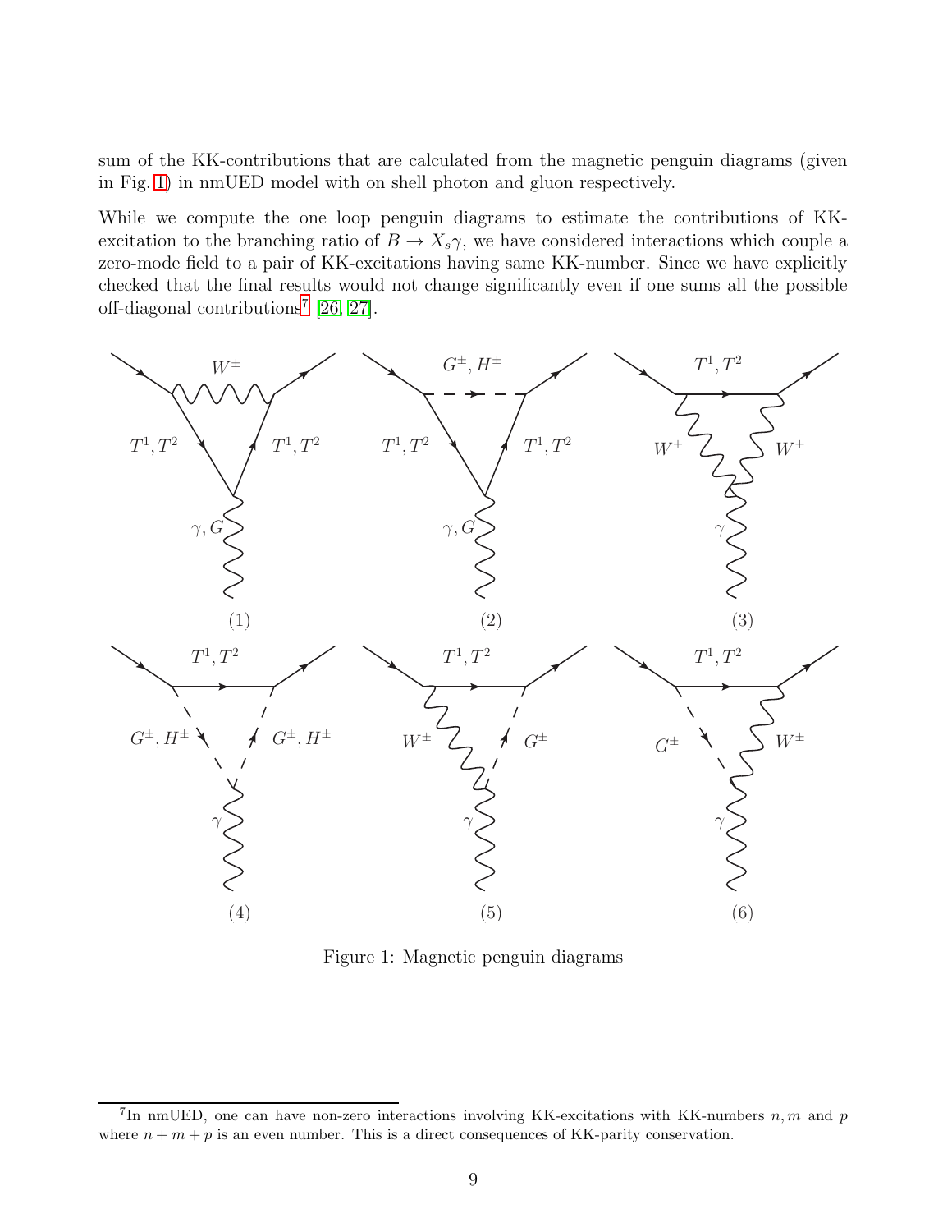sum of the KK-contributions that are calculated from the magnetic penguin diagrams (given in Fig. 1) in nmUED model with on shell photon and gluon respectively.

While we compute the one loop penguin diagrams to estimate the contributions of KK-excitation to the branching ratio of $B \to X_s\gamma$, we have considered interactions which couple a zero-mode field to a pair of KK-excitations having same KK-number. Since we have explicitly checked that the final results would not change significantly even if one sums all the possible off-diagonal contributions[7] [26, 27].

Figure 1: Magnetic penguin diagrams

[7] In nmUED, one can have non-zero interactions involving KK-excitations with KK-numbers $n, m$ and $p$ where $n + m + p$ is an even number. This is a direct consequences of KK-parity conservation.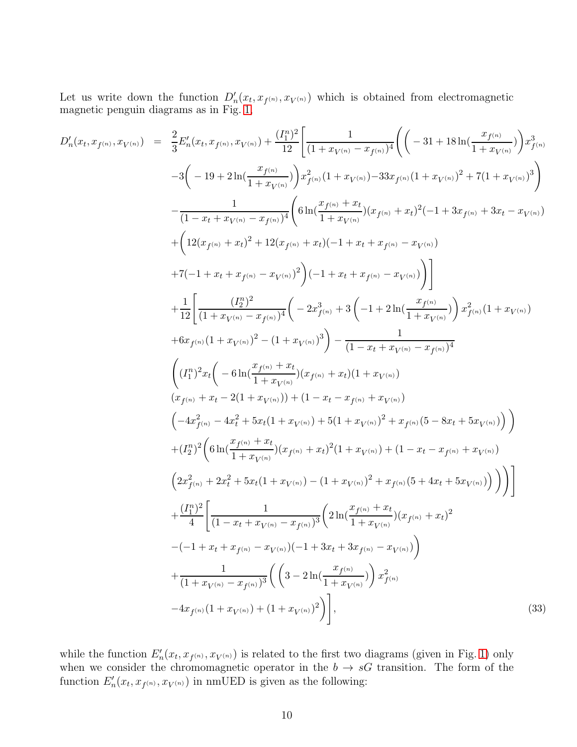Let us write down the function $D'_n(x_t, x_{f^{(n)}}, x_{V^{(n)}})$ which is obtained from electromagnetic magnetic penguin diagrams as in Fig. 1,

$$
\begin{aligned}
D'_n(x_t, x_{f^{(n)}}, x_{V^{(n)}}) \;=\;& \frac{2}{3}E'_n(x_t, x_{f^{(n)}}, x_{V^{(n)}}) + \frac{(I_1^n)^2}{12}\Bigg[\frac{1}{(1+x_{V^{(n)}}-x_{f^{(n)}})^4}\Bigg(\Big(-31+18\ln(\frac{x_{f^{(n)}}}{1+x_{V^{(n)}}})\Big)x_{f^{(n)}}^3 \\
& -3\Big(-19+2\ln(\frac{x_{f^{(n)}}}{1+x_{V^{(n)}}})\Big)x_{f^{(n)}}^2(1+x_{V^{(n)}}) - 33x_{f^{(n)}}(1+x_{V^{(n)}})^2 + 7(1+x_{V^{(n)}})^3\Bigg) \\
& -\frac{1}{(1-x_t+x_{V^{(n)}}-x_{f^{(n)}})^4}\Bigg(6\ln(\frac{x_{f^{(n)}}+x_t}{1+x_{V^{(n)}}})(x_{f^{(n)}}+x_t)^2(-1+3x_{f^{(n)}}+3x_t-x_{V^{(n)}}) \\
& +\Big(12(x_{f^{(n)}}+x_t)^2 + 12(x_{f^{(n)}}+x_t)(-1+x_t+x_{f^{(n)}}-x_{V^{(n)}}) \\
& +7(-1+x_t+x_{f^{(n)}}-x_{V^{(n)}})^2\Big)(-1+x_t+x_{f^{(n)}}-x_{V^{(n)}})\Bigg)\Bigg] \\
& +\frac{1}{12}\Bigg[\frac{(I_2^n)^2}{(1+x_{V^{(n)}}-x_{f^{(n)}})^4}\Bigg(-2x_{f^{(n)}}^3 + 3\left(-1+2\ln(\frac{x_{f^{(n)}}}{1+x_{V^{(n)}}})\right)x_{f^{(n)}}^2(1+x_{V^{(n)}}) \\
& +6x_{f^{(n)}}(1+x_{V^{(n)}})^2 - (1+x_{V^{(n)}})^3\Bigg) - \frac{1}{(1-x_t+x_{V^{(n)}}-x_{f^{(n)}})^4} \\
& \Bigg((I_1^n)^2 x_t\Bigg(-6\ln(\frac{x_{f^{(n)}}+x_t}{1+x_{V^{(n)}}})(x_{f^{(n)}}+x_t)(1+x_{V^{(n)}}) \\
& (x_{f^{(n)}}+x_t-2(1+x_{V^{(n)}})) + (1-x_t-x_{f^{(n)}}+x_{V^{(n)}}) \\
& \left(-4x_{f^{(n)}}^2 - 4x_t^2 + 5x_t(1+x_{V^{(n)}}) + 5(1+x_{V^{(n)}})^2 + x_{f^{(n)}}(5-8x_t+5x_{V^{(n)}})\right)\Bigg) \\
& +(I_2^n)^2\Bigg(6\ln(\frac{x_{f^{(n)}}+x_t}{1+x_{V^{(n)}}})(x_{f^{(n)}}+x_t)^2(1+x_{V^{(n)}}) + (1-x_t-x_{f^{(n)}}+x_{V^{(n)}}) \\
& \left(2x_{f^{(n)}}^2 + 2x_t^2 + 5x_t(1+x_{V^{(n)}}) - (1+x_{V^{(n)}})^2 + x_{f^{(n)}}(5+4x_t+5x_{V^{(n)}})\right)\Bigg)\Bigg)\Bigg] \\
& +\frac{(I_1^n)^2}{4}\Bigg[\frac{1}{(1-x_t+x_{V^{(n)}}-x_{f^{(n)}})^3}\Bigg(2\ln(\frac{x_{f^{(n)}}+x_t}{1+x_{V^{(n)}}})(x_{f^{(n)}}+x_t)^2 \\
& -(-1+x_t+x_{f^{(n)}}-x_{V^{(n)}})(-1+3x_t+3x_{f^{(n)}}-x_{V^{(n)}})\Bigg) \\
& +\frac{1}{(1+x_{V^{(n)}}-x_{f^{(n)}})^3}\Bigg(\left(3-2\ln(\frac{x_{f^{(n)}}}{1+x_{V^{(n)}}})\right)x_{f^{(n)}}^2 \\
& -4x_{f^{(n)}}(1+x_{V^{(n)}}) + (1+x_{V^{(n)}})^2\Bigg)\Bigg], \qquad (33)
\end{aligned}
$$

while the function $E'_n(x_t, x_{f^{(n)}}, x_{V^{(n)}})$ is related to the first two diagrams (given in Fig. 1) only when we consider the chromomagnetic operator in the $b \to sG$ transition. The form of the function $E'_n(x_t, x_{f^{(n)}}, x_{V^{(n)}})$ in nmUED is given as the following: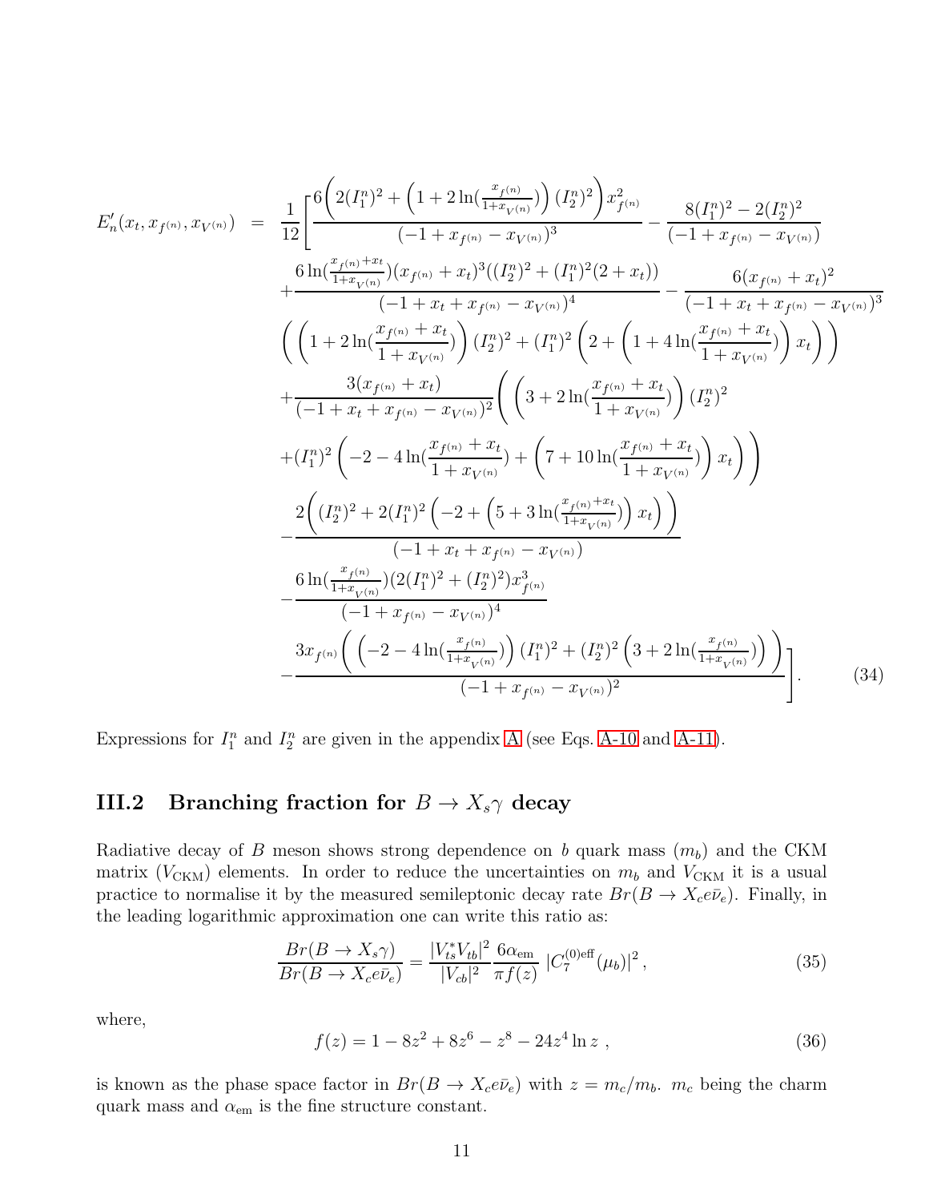$$
\begin{aligned}
E'_n(x_t, x_{f^{(n)}}, x_{V^{(n)}}) \;\; = \;\; & \frac{1}{12}\Bigg[ \frac{6\bigg(2(I_1^n)^2 + \Big(1 + 2\ln(\frac{x_{f^{(n)}}}{1+x_{V^{(n)}}})\Big)(I_2^n)^2\bigg) x_{f^{(n)}}^2}{(-1 + x_{f^{(n)}} - x_{V^{(n)}})^3} - \frac{8(I_1^n)^2 - 2(I_2^n)^2}{(-1 + x_{f^{(n)}} - x_{V^{(n)}})} \\
& + \frac{6\ln(\frac{x_{f^{(n)}}+x_t}{1+x_{V^{(n)}}})(x_{f^{(n)}} + x_t)^3((I_2^n)^2 + (I_1^n)^2(2 + x_t))}{(-1 + x_t + x_{f^{(n)}} - x_{V^{(n)}})^4} - \frac{6(x_{f^{(n)}} + x_t)^2}{(-1 + x_t + x_{f^{(n)}} - x_{V^{(n)}})^3} \\
& \bigg(\Big(1 + 2\ln(\frac{x_{f^{(n)}} + x_t}{1 + x_{V^{(n)}}})\Big)(I_2^n)^2 + (I_1^n)^2\Big(2 + \Big(1 + 4\ln(\frac{x_{f^{(n)}} + x_t}{1 + x_{V^{(n)}}})\Big)x_t\Big)\bigg) \\
& + \frac{3(x_{f^{(n)}} + x_t)}{(-1 + x_t + x_{f^{(n)}} - x_{V^{(n)}})^2}\Bigg(\Big(3 + 2\ln(\frac{x_{f^{(n)}} + x_t}{1 + x_{V^{(n)}}})\Big)(I_2^n)^2 \\
& + (I_1^n)^2\Big(-2 - 4\ln(\frac{x_{f^{(n)}} + x_t}{1 + x_{V^{(n)}}}) + \Big(7 + 10\ln(\frac{x_{f^{(n)}} + x_t}{1 + x_{V^{(n)}}})\Big)x_t\Big)\Bigg) \\
& - \frac{2\bigg((I_2^n)^2 + 2(I_1^n)^2\Big(-2 + \Big(5 + 3\ln(\frac{x_{f^{(n)}}+x_t}{1+x_{V^{(n)}}})\Big)x_t\Big)\bigg)}{(-1 + x_t + x_{f^{(n)}} - x_{V^{(n)}})} \\
& - \frac{6\ln(\frac{x_{f^{(n)}}}{1+x_{V^{(n)}}})(2(I_1^n)^2 + (I_2^n)^2)x_{f^{(n)}}^3}{(-1 + x_{f^{(n)}} - x_{V^{(n)}})^4} \\
& - \frac{3x_{f^{(n)}}\bigg(\Big(-2 - 4\ln(\frac{x_{f^{(n)}}}{1+x_{V^{(n)}}})\Big)(I_1^n)^2 + (I_2^n)^2\Big(3 + 2\ln(\frac{x_{f^{(n)}}}{1+x_{V^{(n)}}})\Big)\bigg)}{(-1 + x_{f^{(n)}} - x_{V^{(n)}})^2}\Bigg]. \qquad (34)
\end{aligned}
$$

Expressions for $I_1^n$ and $I_2^n$ are given in the appendix A (see Eqs. A-10 and A-11).

## III.2 Branching fraction for $B \to X_s \gamma$ decay

Radiative decay of $B$ meson shows strong dependence on $b$ quark mass ($m_b$) and the CKM matrix ($V_{\rm CKM}$) elements. In order to reduce the uncertainties on $m_b$ and $V_{\rm CKM}$ it is a usual practice to normalise it by the measured semileptonic decay rate $Br(B \to X_c e \bar{\nu}_e)$. Finally, in the leading logarithmic approximation one can write this ratio as:

$$
\frac{Br(B \to X_s \gamma)}{Br(B \to X_c e \bar{\nu}_e)} = \frac{|V_{ts}^* V_{tb}|^2}{|V_{cb}|^2} \frac{6\alpha_{\rm em}}{\pi f(z)} \, |C_7^{(0){\rm eff}}(\mu_b)|^2 \,, \qquad (35)
$$

where,

$$
f(z) = 1 - 8z^2 + 8z^6 - z^8 - 24 z^4 \ln z \,, \qquad (36)
$$

is known as the phase space factor in $Br(B \to X_c e \bar{\nu}_e)$ with $z = m_c/m_b$. $m_c$ being the charm quark mass and $\alpha_{\rm em}$ is the fine structure constant.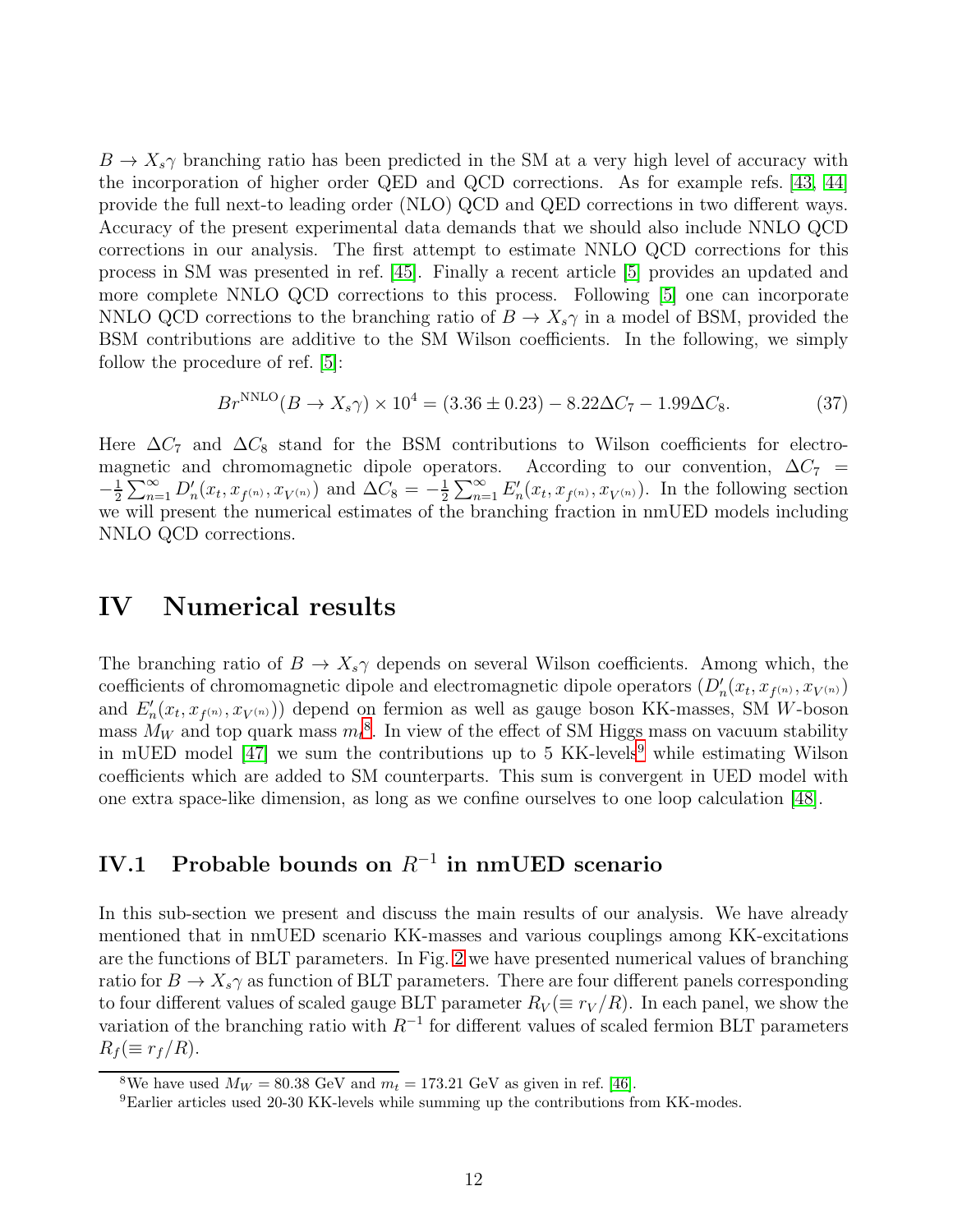$B \to X_s\gamma$ branching ratio has been predicted in the SM at a very high level of accuracy with the incorporation of higher order QED and QCD corrections. As for example refs. [43, 44] provide the full next-to leading order (NLO) QCD and QED corrections in two different ways. Accuracy of the present experimental data demands that we should also include NNLO QCD corrections in our analysis. The first attempt to estimate NNLO QCD corrections for this process in SM was presented in ref. [45]. Finally a recent article [5] provides an updated and more complete NNLO QCD corrections to this process. Following [5] one can incorporate NNLO QCD corrections to the branching ratio of $B \to X_s\gamma$ in a model of BSM, provided the BSM contributions are additive to the SM Wilson coefficients. In the following, we simply follow the procedure of ref. [5]:

$$Br^{\text{NNLO}}(B \to X_s\gamma) \times 10^4 = (3.36 \pm 0.23) - 8.22\Delta C_7 - 1.99\Delta C_8. \tag{37}$$

Here $\Delta C_7$ and $\Delta C_8$ stand for the BSM contributions to Wilson coefficients for electromagnetic and chromomagnetic dipole operators. According to our convention, $\Delta C_7 = -\frac{1}{2}\sum_{n=1}^{\infty} D'_n(x_t, x_{f^{(n)}}, x_{V^{(n)}})$ and $\Delta C_8 = -\frac{1}{2}\sum_{n=1}^{\infty} E'_n(x_t, x_{f^{(n)}}, x_{V^{(n)}})$. In the following section we will present the numerical estimates of the branching fraction in nmUED models including NNLO QCD corrections.

# IV Numerical results

The branching ratio of $B \to X_s\gamma$ depends on several Wilson coefficients. Among which, the coefficients of chromomagnetic dipole and electromagnetic dipole operators ($D'_n(x_t, x_{f^{(n)}}, x_{V^{(n)}})$ and $E'_n(x_t, x_{f^{(n)}}, x_{V^{(n)}})$) depend on fermion as well as gauge boson KK-masses, SM $W$-boson mass $M_W$ and top quark mass $m_t$[8]. In view of the effect of SM Higgs mass on vacuum stability in mUED model [47] we sum the contributions up to 5 KK-levels[9] while estimating Wilson coefficients which are added to SM counterparts. This sum is convergent in UED model with one extra space-like dimension, as long as we confine ourselves to one loop calculation [48].

## IV.1 Probable bounds on $R^{-1}$ in nmUED scenario

In this sub-section we present and discuss the main results of our analysis. We have already mentioned that in nmUED scenario KK-masses and various couplings among KK-excitations are the functions of BLT parameters. In Fig. 2 we have presented numerical values of branching ratio for $B \to X_s\gamma$ as function of BLT parameters. There are four different panels corresponding to four different values of scaled gauge BLT parameter $R_V (\equiv r_V/R)$. In each panel, we show the variation of the branching ratio with $R^{-1}$ for different values of scaled fermion BLT parameters $R_f (\equiv r_f/R)$.

---

[8] We have used $M_W = 80.38$ GeV and $m_t = 173.21$ GeV as given in ref. [46].

[9] Earlier articles used 20-30 KK-levels while summing up the contributions from KK-modes.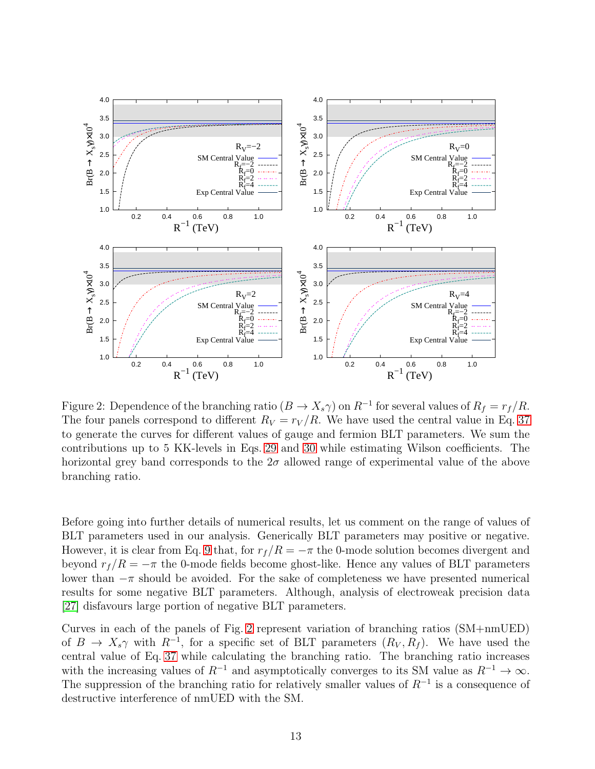Figure 2: Dependence of the branching ratio ($B \to X_s\gamma$) on $R^{-1}$ for several values of $R_f = r_f/R$. The four panels correspond to different $R_V = r_V/R$. We have used the central value in Eq. 37 to generate the curves for different values of gauge and fermion BLT parameters. We sum the contributions up to 5 KK-levels in Eqs. 29 and 30 while estimating Wilson coefficients. The horizontal grey band corresponds to the $2\sigma$ allowed range of experimental value of the above branching ratio.

Before going into further details of numerical results, let us comment on the range of values of BLT parameters used in our analysis. Generically BLT parameters may positive or negative. However, it is clear from Eq. 9 that, for $r_f/R = -\pi$ the 0-mode solution becomes divergent and beyond $r_f/R = -\pi$ the 0-mode fields become ghost-like. Hence any values of BLT parameters lower than $-\pi$ should be avoided. For the sake of completeness we have presented numerical results for some negative BLT parameters. Although, analysis of electroweak precision data [27] disfavours large portion of negative BLT parameters.

Curves in each of the panels of Fig. 2 represent variation of branching ratios (SM+nmUED) of $B \to X_s\gamma$ with $R^{-1}$, for a specific set of BLT parameters ($R_V, R_f$). We have used the central value of Eq. 37 while calculating the branching ratio. The branching ratio increases with the increasing values of $R^{-1}$ and asymptotically converges to its SM value as $R^{-1} \to \infty$. The suppression of the branching ratio for relatively smaller values of $R^{-1}$ is a consequence of destructive interference of nmUED with the SM.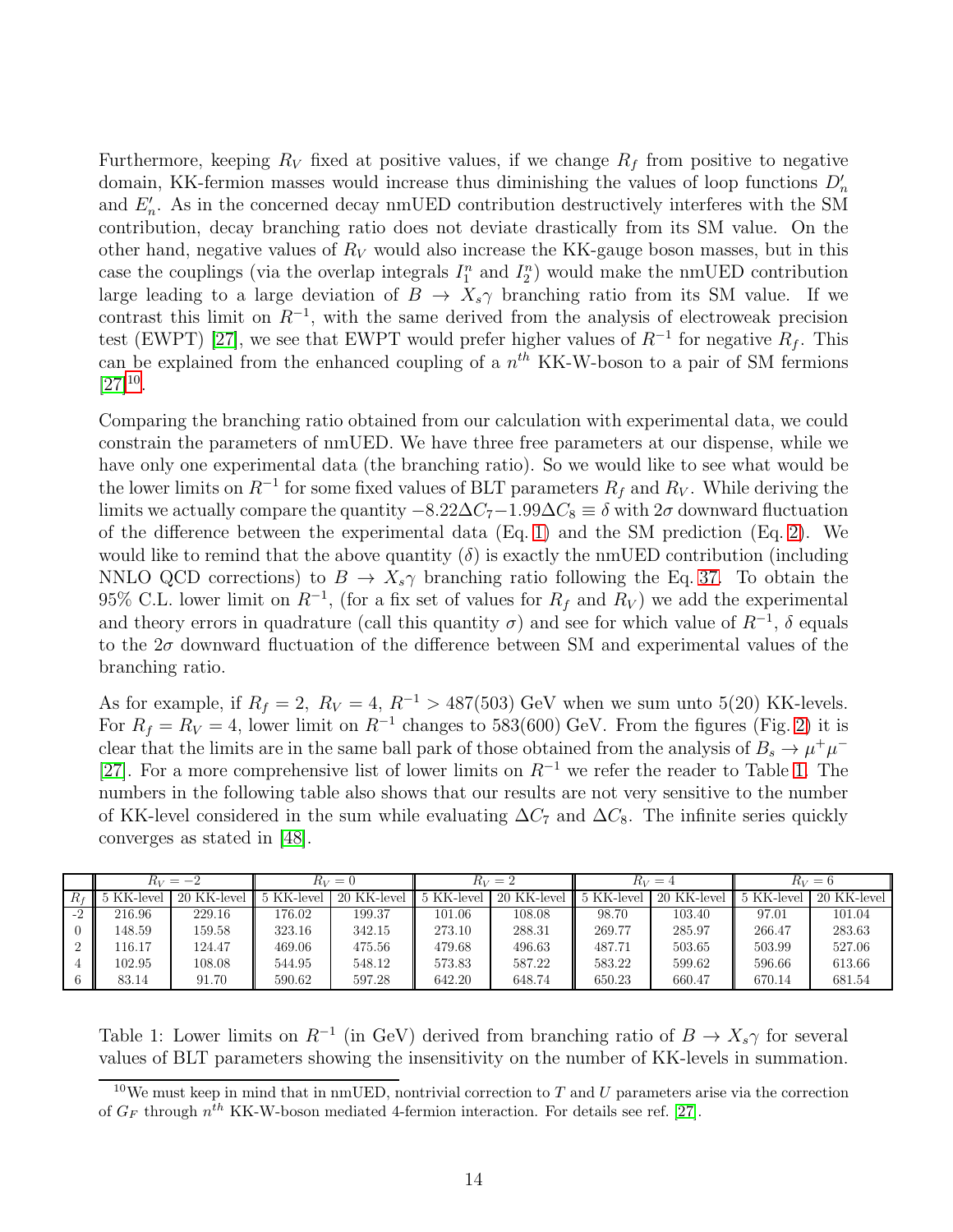Furthermore, keeping $R_V$ fixed at positive values, if we change $R_f$ from positive to negative domain, KK-fermion masses would increase thus diminishing the values of loop functions $D'_n$ and $E'_n$. As in the concerned decay nmUED contribution destructively interferes with the SM contribution, decay branching ratio does not deviate drastically from its SM value. On the other hand, negative values of $R_V$ would also increase the KK-gauge boson masses, but in this case the couplings (via the overlap integrals $I_1^n$ and $I_2^n$) would make the nmUED contribution large leading to a large deviation of $B \to X_s\gamma$ branching ratio from its SM value. If we contrast this limit on $R^{-1}$, with the same derived from the analysis of electroweak precision test (EWPT) [27], we see that EWPT would prefer higher values of $R^{-1}$ for negative $R_f$. This can be explained from the enhanced coupling of a $n^{th}$ KK-W-boson to a pair of SM fermions [27][10].

Comparing the branching ratio obtained from our calculation with experimental data, we could constrain the parameters of nmUED. We have three free parameters at our dispense, while we have only one experimental data (the branching ratio). So we would like to see what would be the lower limits on $R^{-1}$ for some fixed values of BLT parameters $R_f$ and $R_V$. While deriving the limits we actually compare the quantity $-8.22\Delta C_7 - 1.99\Delta C_8 \equiv \delta$ with $2\sigma$ downward fluctuation of the difference between the experimental data (Eq. 1) and the SM prediction (Eq. 2). We would like to remind that the above quantity ($\delta$) is exactly the nmUED contribution (including NNLO QCD corrections) to $B \to X_s\gamma$ branching ratio following the Eq. 37. To obtain the 95% C.L. lower limit on $R^{-1}$, (for a fix set of values for $R_f$ and $R_V$) we add the experimental and theory errors in quadrature (call this quantity $\sigma$) and see for which value of $R^{-1}$, $\delta$ equals to the $2\sigma$ downward fluctuation of the difference between SM and experimental values of the branching ratio.

As for example, if $R_f = 2$, $R_V = 4$, $R^{-1} > 487(503)$ GeV when we sum unto 5(20) KK-levels. For $R_f = R_V = 4$, lower limit on $R^{-1}$ changes to 583(600) GeV. From the figures (Fig. 2) it is clear that the limits are in the same ball park of those obtained from the analysis of $B_s \to \mu^+\mu^-$ [27]. For a more comprehensive list of lower limits on $R^{-1}$ we refer the reader to Table 1. The numbers in the following table also shows that our results are not very sensitive to the number of KK-level considered in the sum while evaluating $\Delta C_7$ and $\Delta C_8$. The infinite series quickly converges as stated in [48].

| | $R_V = -2$ | | $R_V = 0$ | | $R_V = 2$ | | $R_V = 4$ | | $R_V = 6$ | |
|---|---|---|---|---|---|---|---|---|---|---|
| $R_f$ | 5 KK-level | 20 KK-level | 5 KK-level | 20 KK-level | 5 KK-level | 20 KK-level | 5 KK-level | 20 KK-level | 5 KK-level | 20 KK-level |
| -2 | 216.96 | 229.16 | 176.02 | 199.37 | 101.06 | 108.08 | 98.70 | 103.40 | 97.01 | 101.04 |
| 0 | 148.59 | 159.58 | 323.16 | 342.15 | 273.10 | 288.31 | 269.77 | 285.97 | 266.47 | 283.63 |
| 2 | 116.17 | 124.47 | 469.06 | 475.56 | 479.68 | 496.63 | 487.71 | 503.65 | 503.99 | 527.06 |
| 4 | 102.95 | 108.08 | 544.95 | 548.12 | 573.83 | 587.22 | 583.22 | 599.62 | 596.66 | 613.66 |
| 6 | 83.14 | 91.70 | 590.62 | 597.28 | 642.20 | 648.74 | 650.23 | 660.47 | 670.14 | 681.54 |

Table 1: Lower limits on $R^{-1}$ (in GeV) derived from branching ratio of $B \to X_s\gamma$ for several values of BLT parameters showing the insensitivity on the number of KK-levels in summation.

[10] We must keep in mind that in nmUED, nontrivial correction to $T$ and $U$ parameters arise via the correction of $G_F$ through $n^{th}$ KK-W-boson mediated 4-fermion interaction. For details see ref. [27].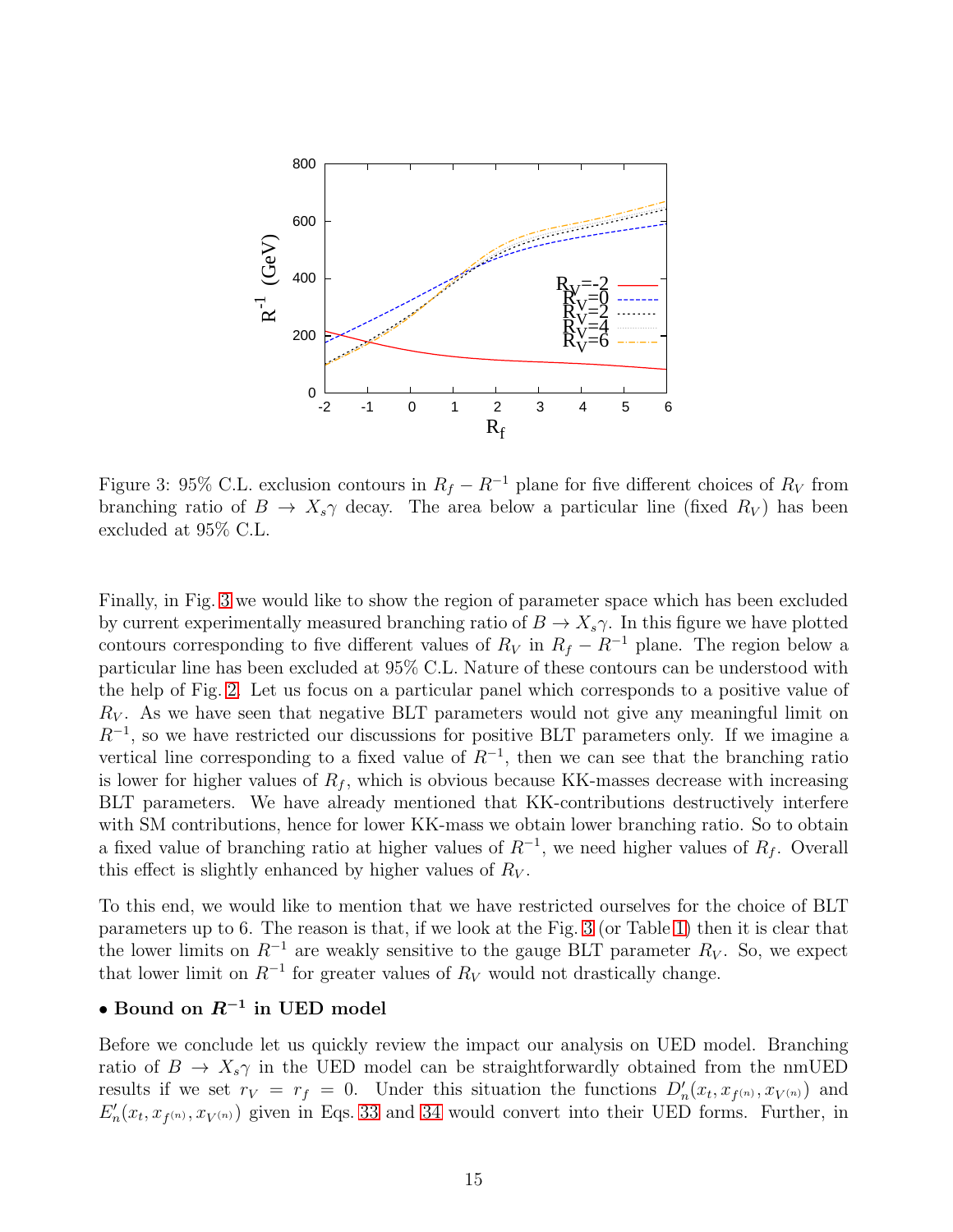Figure 3: 95% C.L. exclusion contours in $R_f - R^{-1}$ plane for five different choices of $R_V$ from branching ratio of $B \to X_s\gamma$ decay. The area below a particular line (fixed $R_V$) has been excluded at 95% C.L.

Finally, in Fig. 3 we would like to show the region of parameter space which has been excluded by current experimentally measured branching ratio of $B \to X_s\gamma$. In this figure we have plotted contours corresponding to five different values of $R_V$ in $R_f - R^{-1}$ plane. The region below a particular line has been excluded at 95% C.L. Nature of these contours can be understood with the help of Fig. 2. Let us focus on a particular panel which corresponds to a positive value of $R_V$. As we have seen that negative BLT parameters would not give any meaningful limit on $R^{-1}$, so we have restricted our discussions for positive BLT parameters only. If we imagine a vertical line corresponding to a fixed value of $R^{-1}$, then we can see that the branching ratio is lower for higher values of $R_f$, which is obvious because KK-masses decrease with increasing BLT parameters. We have already mentioned that KK-contributions destructively interfere with SM contributions, hence for lower KK-mass we obtain lower branching ratio. So to obtain a fixed value of branching ratio at higher values of $R^{-1}$, we need higher values of $R_f$. Overall this effect is slightly enhanced by higher values of $R_V$.

To this end, we would like to mention that we have restricted ourselves for the choice of BLT parameters up to 6. The reason is that, if we look at the Fig. 3 (or Table 1) then it is clear that the lower limits on $R^{-1}$ are weakly sensitive to the gauge BLT parameter $R_V$. So, we expect that lower limit on $R^{-1}$ for greater values of $R_V$ would not drastically change.

**• Bound on $R^{-1}$ in UED model**

Before we conclude let us quickly review the impact our analysis on UED model. Branching ratio of $B \to X_s\gamma$ in the UED model can be straightforwardly obtained from the nmUED results if we set $r_V = r_f = 0$. Under this situation the functions $D'_n(x_t, x_{f^{(n)}}, x_{V^{(n)}})$ and $E'_n(x_t, x_{f^{(n)}}, x_{V^{(n)}})$ given in Eqs. 33 and 34 would convert into their UED forms. Further, in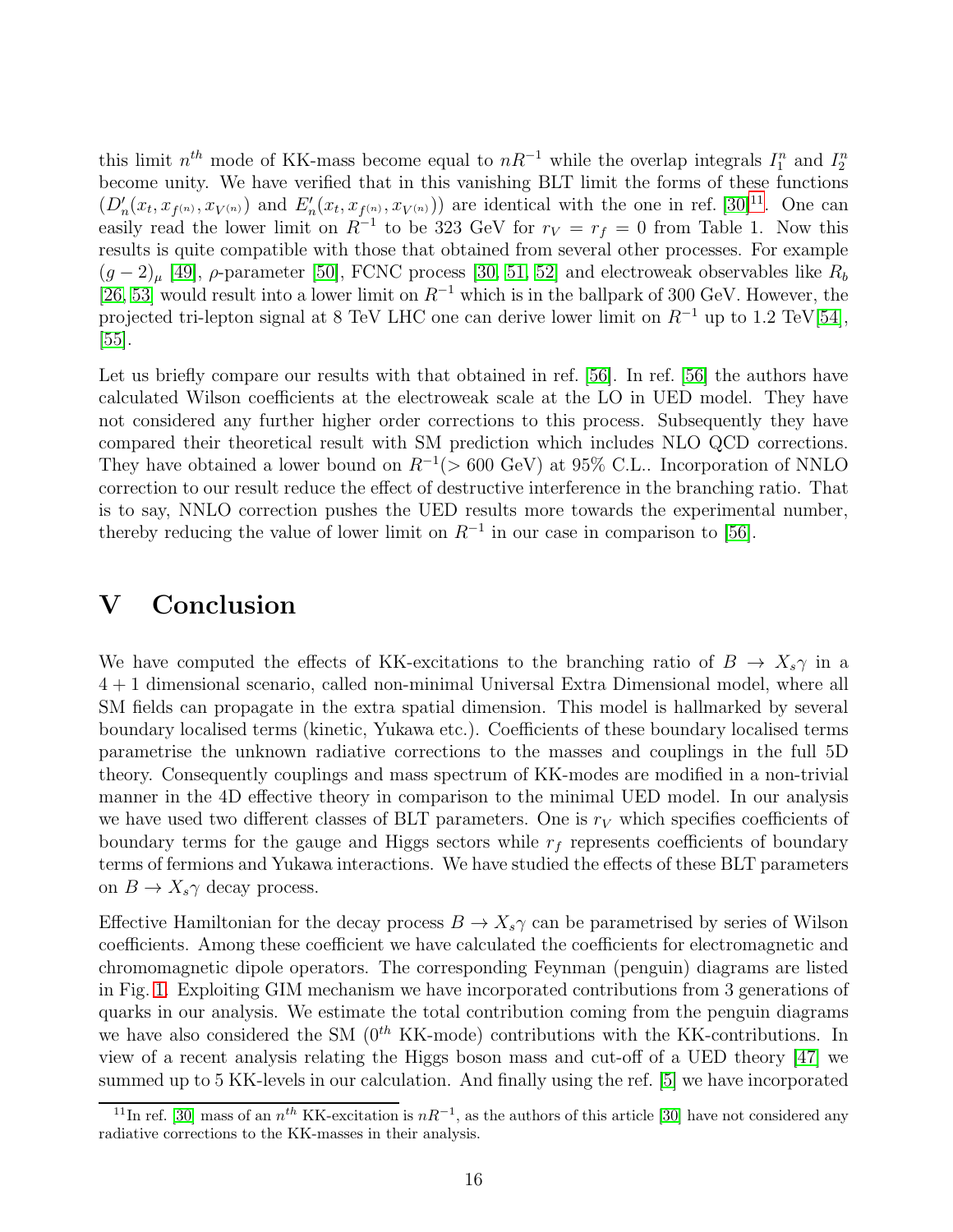this limit $n^{th}$ mode of KK-mass become equal to $nR^{-1}$ while the overlap integrals $I_1^n$ and $I_2^n$ become unity. We have verified that in this vanishing BLT limit the forms of these functions ($D'_n(x_t, x_{f^{(n)}}, x_{V^{(n)}})$ and $E'_n(x_t, x_{f^{(n)}}, x_{V^{(n)}})$) are identical with the one in ref. [30][11]. One can easily read the lower limit on $R^{-1}$ to be 323 GeV for $r_V = r_f = 0$ from Table 1. Now this results is quite compatible with those that obtained from several other processes. For example $(g-2)_\mu$ [49], $\rho$-parameter [50], FCNC process [30, 51, 52] and electroweak observables like $R_b$ [26, 53] would result into a lower limit on $R^{-1}$ which is in the ballpark of 300 GeV. However, the projected tri-lepton signal at 8 TeV LHC one can derive lower limit on $R^{-1}$ up to 1.2 TeV[54], [55].

Let us briefly compare our results with that obtained in ref. [56]. In ref. [56] the authors have calculated Wilson coefficients at the electroweak scale at the LO in UED model. They have not considered any further higher order corrections to this process. Subsequently they have compared their theoretical result with SM prediction which includes NLO QCD corrections. They have obtained a lower bound on $R^{-1}$($>$ 600 GeV) at 95% C.L.. Incorporation of NNLO correction to our result reduce the effect of destructive interference in the branching ratio. That is to say, NNLO correction pushes the UED results more towards the experimental number, thereby reducing the value of lower limit on $R^{-1}$ in our case in comparison to [56].

# V Conclusion

We have computed the effects of KK-excitations to the branching ratio of $B \to X_s\gamma$ in a $4+1$ dimensional scenario, called non-minimal Universal Extra Dimensional model, where all SM fields can propagate in the extra spatial dimension. This model is hallmarked by several boundary localised terms (kinetic, Yukawa etc.). Coefficients of these boundary localised terms parametrise the unknown radiative corrections to the masses and couplings in the full 5D theory. Consequently couplings and mass spectrum of KK-modes are modified in a non-trivial manner in the 4D effective theory in comparison to the minimal UED model. In our analysis we have used two different classes of BLT parameters. One is $r_V$ which specifies coefficients of boundary terms for the gauge and Higgs sectors while $r_f$ represents coefficients of boundary terms of fermions and Yukawa interactions. We have studied the effects of these BLT parameters on $B \to X_s\gamma$ decay process.

Effective Hamiltonian for the decay process $B \to X_s\gamma$ can be parametrised by series of Wilson coefficients. Among these coefficient we have calculated the coefficients for electromagnetic and chromomagnetic dipole operators. The corresponding Feynman (penguin) diagrams are listed in Fig. 1. Exploiting GIM mechanism we have incorporated contributions from 3 generations of quarks in our analysis. We estimate the total contribution coming from the penguin diagrams we have also considered the SM ($0^{th}$ KK-mode) contributions with the KK-contributions. In view of a recent analysis relating the Higgs boson mass and cut-off of a UED theory [47] we summed up to 5 KK-levels in our calculation. And finally using the ref. [5] we have incorporated

[11] In ref. [30] mass of an $n^{th}$ KK-excitation is $nR^{-1}$, as the authors of this article [30] have not considered any radiative corrections to the KK-masses in their analysis.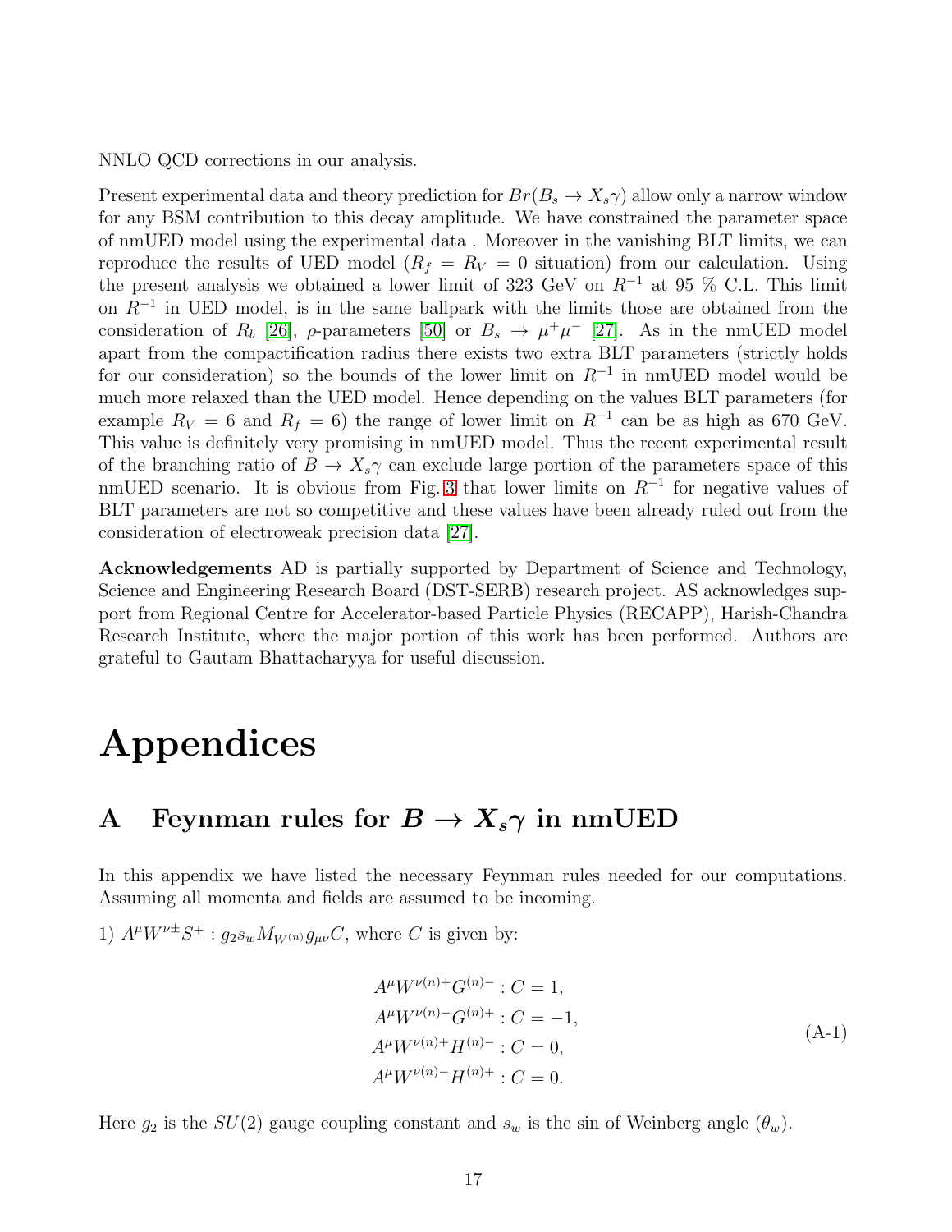NNLO QCD corrections in our analysis.

Present experimental data and theory prediction for $Br(B_s \to X_s\gamma)$ allow only a narrow window for any BSM contribution to this decay amplitude. We have constrained the parameter space of nmUED model using the experimental data . Moreover in the vanishing BLT limits, we can reproduce the results of UED model ($R_f = R_V = 0$ situation) from our calculation. Using the present analysis we obtained a lower limit of 323 GeV on $R^{-1}$ at 95 % C.L. This limit on $R^{-1}$ in UED model, is in the same ballpark with the limits those are obtained from the consideration of $R_b$ [26], $\rho$-parameters [50] or $B_s \to \mu^+\mu^-$ [27]. As in the nmUED model apart from the compactification radius there exists two extra BLT parameters (strictly holds for our consideration) so the bounds of the lower limit on $R^{-1}$ in nmUED model would be much more relaxed than the UED model. Hence depending on the values BLT parameters (for example $R_V = 6$ and $R_f = 6$) the range of lower limit on $R^{-1}$ can be as high as 670 GeV. This value is definitely very promising in nmUED model. Thus the recent experimental result of the branching ratio of $B \to X_s\gamma$ can exclude large portion of the parameters space of this nmUED scenario. It is obvious from Fig. 3 that lower limits on $R^{-1}$ for negative values of BLT parameters are not so competitive and these values have been already ruled out from the consideration of electroweak precision data [27].

**Acknowledgements** AD is partially supported by Department of Science and Technology, Science and Engineering Research Board (DST-SERB) research project. AS acknowledges support from Regional Centre for Accelerator-based Particle Physics (RECAPP), Harish-Chandra Research Institute, where the major portion of this work has been performed. Authors are grateful to Gautam Bhattacharyya for useful discussion.

# Appendices

## A Feynman rules for $B \to X_s\gamma$ in nmUED

In this appendix we have listed the necessary Feynman rules needed for our computations. Assuming all momenta and fields are assumed to be incoming.

1) $A^\mu W^{\nu\pm} S^\mp$ : $g_2 s_w M_{W^{(n)}} g_{\mu\nu} C$, where $C$ is given by:

$$
\begin{aligned}
A^\mu W^{\nu(n)+} G^{(n)-} &: C = 1, \\
A^\mu W^{\nu(n)-} G^{(n)+} &: C = -1, \\
A^\mu W^{\nu(n)+} H^{(n)-} &: C = 0, \\
A^\mu W^{\nu(n)-} H^{(n)+} &: C = 0.
\end{aligned}
\tag{A-1}
$$

Here $g_2$ is the $SU(2)$ gauge coupling constant and $s_w$ is the sin of Weinberg angle ($\theta_w$).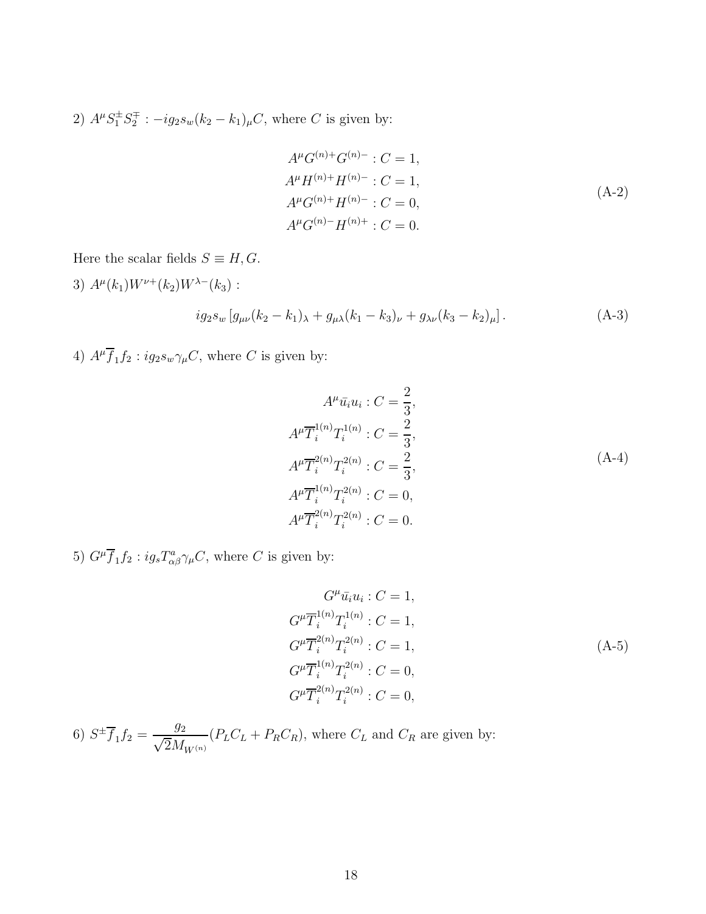2) $A^\mu S_1^\pm S_2^\mp : -ig_2 s_w (k_2 - k_1)_\mu C$, where $C$ is given by:

$$
\begin{aligned}
A^\mu G^{(n)+} G^{(n)-} &: C = 1, \\
A^\mu H^{(n)+} H^{(n)-} &: C = 1, \\
A^\mu G^{(n)+} H^{(n)-} &: C = 0, \\
A^\mu G^{(n)-} H^{(n)+} &: C = 0.
\end{aligned}
\tag{A-2}
$$

Here the scalar fields $S \equiv H, G$.

3) $A^\mu(k_1) W^{\nu+}(k_2) W^{\lambda-}(k_3)$ :

$$
ig_2 s_w \left[ g_{\mu\nu}(k_2 - k_1)_\lambda + g_{\mu\lambda}(k_1 - k_3)_\nu + g_{\lambda\nu}(k_3 - k_2)_\mu \right]. \tag{A-3}
$$

4) $A^\mu \overline{f}_1 f_2 : ig_2 s_w \gamma_\mu C$, where $C$ is given by:

$$
\begin{aligned}
A^\mu \bar{u}_i u_i &: C = \frac{2}{3}, \\
A^\mu \overline{T}_i^{1(n)} T_i^{1(n)} &: C = \frac{2}{3}, \\
A^\mu \overline{T}_i^{2(n)} T_i^{2(n)} &: C = \frac{2}{3}, \\
A^\mu \overline{T}_i^{1(n)} T_i^{2(n)} &: C = 0, \\
A^\mu \overline{T}_i^{2(n)} T_i^{2(n)} &: C = 0.
\end{aligned}
\tag{A-4}
$$

5) $G^\mu \overline{f}_1 f_2 : ig_s T^a_{\alpha\beta} \gamma_\mu C$, where $C$ is given by:

$$
\begin{aligned}
G^\mu \bar{u}_i u_i &: C = 1, \\
G^\mu \overline{T}_i^{1(n)} T_i^{1(n)} &: C = 1, \\
G^\mu \overline{T}_i^{2(n)} T_i^{2(n)} &: C = 1, \\
G^\mu \overline{T}_i^{1(n)} T_i^{2(n)} &: C = 0, \\
G^\mu \overline{T}_i^{2(n)} T_i^{2(n)} &: C = 0,
\end{aligned}
\tag{A-5}
$$

6) $S^\pm \overline{f}_1 f_2 = \dfrac{g_2}{\sqrt{2} M_{W^{(n)}}} (P_L C_L + P_R C_R)$, where $C_L$ and $C_R$ are given by: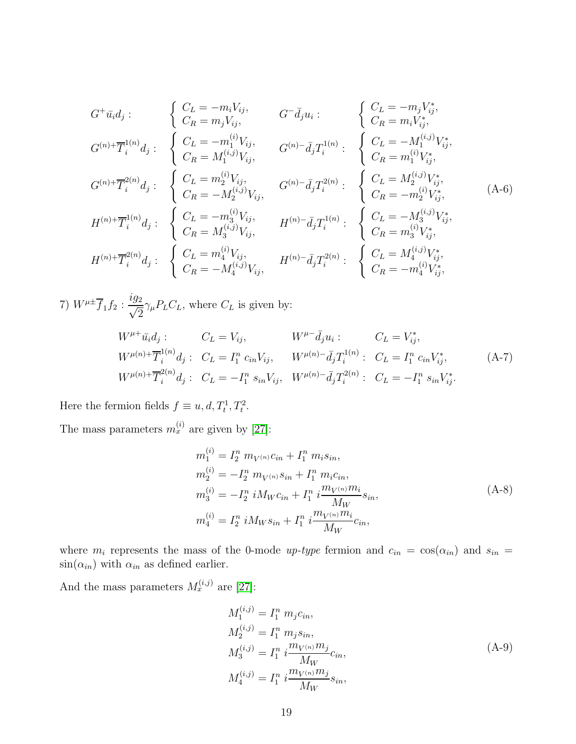$$
\begin{array}{llll}
G^{+}\bar{u}_i d_j : & \left\{ \begin{array}{l} C_L = -m_i V_{ij}, \\ C_R = m_j V_{ij}, \end{array} \right. & G^{-}\bar{d}_j u_i : & \left\{ \begin{array}{l} C_L = -m_j V^*_{ij}, \\ C_R = m_i V^*_{ij}, \end{array} \right. \\
G^{(n)+}\overline{T}^{1(n)}_i d_j : & \left\{ \begin{array}{l} C_L = -m^{(i)}_1 V_{ij}, \\ C_R = M^{(i,j)}_1 V_{ij}, \end{array} \right. & G^{(n)-}\bar{d}_j T^{1(n)}_i : & \left\{ \begin{array}{l} C_L = -M^{(i,j)}_1 V^*_{ij}, \\ C_R = m^{(i)}_1 V^*_{ij}, \end{array} \right. \\
G^{(n)+}\overline{T}^{2(n)}_i d_j : & \left\{ \begin{array}{l} C_L = m^{(i)}_2 V_{ij}, \\ C_R = -M^{(i,j)}_2 V_{ij}, \end{array} \right. & G^{(n)-}\bar{d}_j T^{2(n)}_i : & \left\{ \begin{array}{l} C_L = M^{(i,j)}_2 V^*_{ij}, \\ C_R = -m^{(i)}_2 V^*_{ij}, \end{array} \right. \\
H^{(n)+}\overline{T}^{1(n)}_i d_j : & \left\{ \begin{array}{l} C_L = -m^{(i)}_3 V_{ij}, \\ C_R = M^{(i,j)}_3 V_{ij}, \end{array} \right. & H^{(n)-}\bar{d}_j T^{1(n)}_i : & \left\{ \begin{array}{l} C_L = -M^{(i,j)}_3 V^*_{ij}, \\ C_R = m^{(i)}_3 V^*_{ij}, \end{array} \right. \\
H^{(n)+}\overline{T}^{2(n)}_i d_j : & \left\{ \begin{array}{l} C_L = m^{(i)}_4 V_{ij}, \\ C_R = -M^{(i,j)}_4 V_{ij}, \end{array} \right. & H^{(n)-}\bar{d}_j T^{2(n)}_i : & \left\{ \begin{array}{l} C_L = M^{(i,j)}_4 V^*_{ij}, \\ C_R = -m^{(i)}_4 V^*_{ij}, \end{array} \right.
\end{array}
\tag{A-6}
$$

7) $W^{\mu\pm}\overline{f}_1 f_2 : \dfrac{ig_2}{\sqrt{2}}\gamma_\mu P_L C_L$, where $C_L$ is given by:

$$
\begin{array}{llll}
W^{\mu+}\bar{u}_i d_j : & C_L = V_{ij}, & W^{\mu-}\bar{d}_j u_i : & C_L = V^*_{ij}, \\
W^{\mu(n)+}\overline{T}^{1(n)}_i d_j : & C_L = I^n_1\ c_{in} V_{ij}, & W^{\mu(n)-}\bar{d}_j T^{1(n)}_i : & C_L = I^n_1\ c_{in} V^*_{ij}, \\
W^{\mu(n)+}\overline{T}^{2(n)}_i d_j : & C_L = -I^n_1\ s_{in} V_{ij}, & W^{\mu(n)-}\bar{d}_j T^{2(n)}_i : & C_L = -I^n_1\ s_{in} V^*_{ij}.
\end{array}
\tag{A-7}
$$

Here the fermion fields $f \equiv u, d, T^1_t, T^2_t$.

The mass parameters $m^{(i)}_x$ are given by [27]:

$$
\begin{aligned}
m^{(i)}_1 &= I^n_2\ m_{V^{(n)}} c_{in} + I^n_1\ m_i s_{in}, \\
m^{(i)}_2 &= -I^n_2\ m_{V^{(n)}} s_{in} + I^n_1\ m_i c_{in}, \\
m^{(i)}_3 &= -I^n_2\ i M_W c_{in} + I^n_1\ i \frac{m_{V^{(n)}} m_i}{M_W} s_{in}, \\
m^{(i)}_4 &= I^n_2\ i M_W s_{in} + I^n_1\ i \frac{m_{V^{(n)}} m_i}{M_W} c_{in},
\end{aligned}
\tag{A-8}
$$

where $m_i$ represents the mass of the 0-mode *up-type* fermion and $c_{in} = \cos(\alpha_{in})$ and $s_{in} = \sin(\alpha_{in})$ with $\alpha_{in}$ as defined earlier.

And the mass parameters $M^{(i,j)}_x$ are [27]:

$$
\begin{aligned}
M^{(i,j)}_1 &= I^n_1\ m_j c_{in}, \\
M^{(i,j)}_2 &= I^n_1\ m_j s_{in}, \\
M^{(i,j)}_3 &= I^n_1\ i \frac{m_{V^{(n)}} m_j}{M_W} c_{in}, \\
M^{(i,j)}_4 &= I^n_1\ i \frac{m_{V^{(n)}} m_j}{M_W} s_{in},
\end{aligned}
\tag{A-9}
$$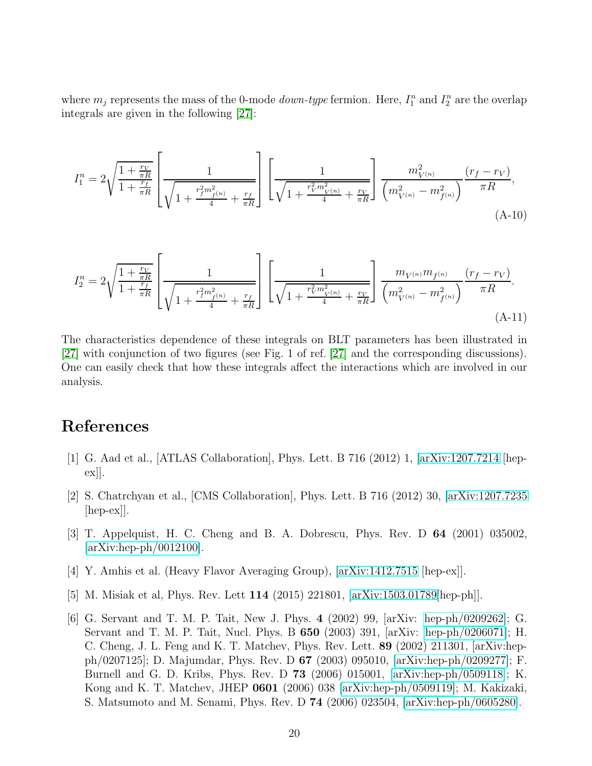where $m_j$ represents the mass of the 0-mode *down-type* fermion. Here, $I_1^n$ and $I_2^n$ are the overlap integrals are given in the following [27]:

$$I_1^n = 2\sqrt{\frac{1+\frac{r_V}{\pi R}}{1+\frac{r_f}{\pi R}}}\left[\frac{1}{\sqrt{1+\frac{r_f^2 m_{f^{(n)}}^2}{4}+\frac{r_f}{\pi R}}}\right]\left[\frac{1}{\sqrt{1+\frac{r_V^2 m_{V^{(n)}}^2}{4}+\frac{r_V}{\pi R}}}\right]\frac{m_{V^{(n)}}^2}{\left(m_{V^{(n)}}^2 - m_{f^{(n)}}^2\right)}\frac{(r_f - r_V)}{\pi R}, \tag{A-10}$$

$$I_2^n = 2\sqrt{\frac{1+\frac{r_V}{\pi R}}{1+\frac{r_f}{\pi R}}}\left[\frac{1}{\sqrt{1+\frac{r_f^2 m_{f^{(n)}}^2}{4}+\frac{r_f}{\pi R}}}\right]\left[\frac{1}{\sqrt{1+\frac{r_V^2 m_{V^{(n)}}^2}{4}+\frac{r_V}{\pi R}}}\right]\frac{m_{V^{(n)}} m_{f^{(n)}}}{\left(m_{V^{(n)}}^2 - m_{f^{(n)}}^2\right)}\frac{(r_f - r_V)}{\pi R}. \tag{A-11}$$

The characteristics dependence of these integrals on BLT parameters has been illustrated in [27] with conjunction of two figures (see Fig. 1 of ref. [27] and the corresponding discussions). One can easily check that how these integrals affect the interactions which are involved in our analysis.

# References

[1] G. Aad et al., [ATLAS Collaboration], Phys. Lett. B 716 (2012) 1, [arXiv:1207.7214 [hep-ex]].

[2] S. Chatrchyan et al., [CMS Collaboration], Phys. Lett. B 716 (2012) 30, [arXiv:1207.7235 [hep-ex]].

[3] T. Appelquist, H. C. Cheng and B. A. Dobrescu, Phys. Rev. D **64** (2001) 035002, [arXiv:hep-ph/0012100].

[4] Y. Amhis et al. (Heavy Flavor Averaging Group), [arXiv:1412.7515 [hep-ex]].

[5] M. Misiak et al, Phys. Rev. Lett **114** (2015) 221801, [arXiv:1503.01789[hep-ph]].

[6] G. Servant and T. M. P. Tait, New J. Phys. **4** (2002) 99, [arXiv: hep-ph/0209262]; G. Servant and T. M. P. Tait, Nucl. Phys. B **650** (2003) 391, [arXiv: hep-ph/0206071]; H. C. Cheng, J. L. Feng and K. T. Matchev, Phys. Rev. Lett. **89** (2002) 211301, [arXiv:hep-ph/0207125]; D. Majumdar, Phys. Rev. D **67** (2003) 095010, [arXiv:hep-ph/0209277]; F. Burnell and G. D. Kribs, Phys. Rev. D **73** (2006) 015001, [arXiv:hep-ph/0509118]; K. Kong and K. T. Matchev, JHEP **0601** (2006) 038 [arXiv:hep-ph/0509119]; M. Kakizaki, S. Matsumoto and M. Senami, Phys. Rev. D **74** (2006) 023504, [arXiv:hep-ph/0605280].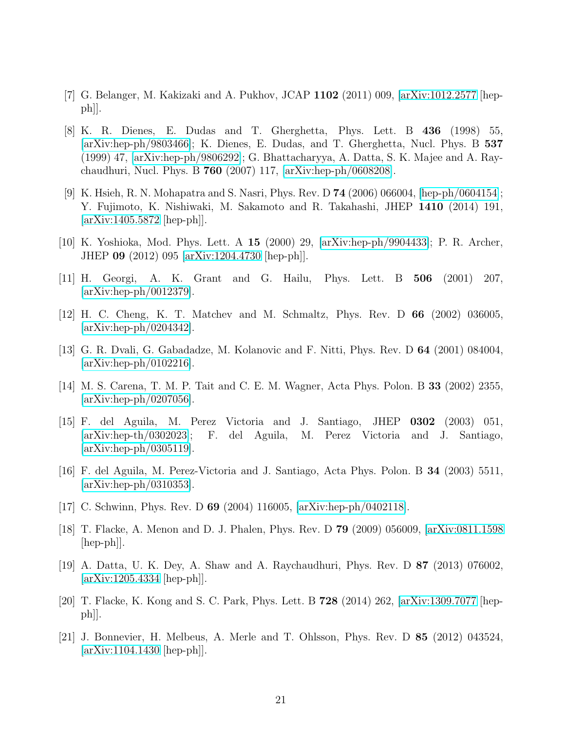[7] G. Belanger, M. Kakizaki and A. Pukhov, JCAP **1102** (2011) 009, [arXiv:1012.2577 [hep-ph]].

[8] K. R. Dienes, E. Dudas and T. Gherghetta, Phys. Lett. B **436** (1998) 55, [arXiv:hep-ph/9803466]; K. Dienes, E. Dudas, and T. Gherghetta, Nucl. Phys. B **537** (1999) 47, [arXiv:hep-ph/9806292]; G. Bhattacharyya, A. Datta, S. K. Majee and A. Raychaudhuri, Nucl. Phys. B **760** (2007) 117, [arXiv:hep-ph/0608208].

[9] K. Hsieh, R. N. Mohapatra and S. Nasri, Phys. Rev. D **74** (2006) 066004, [hep-ph/0604154]; Y. Fujimoto, K. Nishiwaki, M. Sakamoto and R. Takahashi, JHEP **1410** (2014) 191, [arXiv:1405.5872 [hep-ph]].

[10] K. Yoshioka, Mod. Phys. Lett. A **15** (2000) 29, [arXiv:hep-ph/9904433]; P. R. Archer, JHEP **09** (2012) 095 [arXiv:1204.4730 [hep-ph]].

[11] H. Georgi, A. K. Grant and G. Hailu, Phys. Lett. B **506** (2001) 207, [arXiv:hep-ph/0012379].

[12] H. C. Cheng, K. T. Matchev and M. Schmaltz, Phys. Rev. D **66** (2002) 036005, [arXiv:hep-ph/0204342].

[13] G. R. Dvali, G. Gabadadze, M. Kolanovic and F. Nitti, Phys. Rev. D **64** (2001) 084004, [arXiv:hep-ph/0102216].

[14] M. S. Carena, T. M. P. Tait and C. E. M. Wagner, Acta Phys. Polon. B **33** (2002) 2355, [arXiv:hep-ph/0207056].

[15] F. del Aguila, M. Perez Victoria and J. Santiago, JHEP **0302** (2003) 051, [arXiv:hep-th/0302023]; F. del Aguila, M. Perez Victoria and J. Santiago, [arXiv:hep-ph/0305119].

[16] F. del Aguila, M. Perez-Victoria and J. Santiago, Acta Phys. Polon. B **34** (2003) 5511, [arXiv:hep-ph/0310353].

[17] C. Schwinn, Phys. Rev. D **69** (2004) 116005, [arXiv:hep-ph/0402118].

[18] T. Flacke, A. Menon and D. J. Phalen, Phys. Rev. D **79** (2009) 056009, [arXiv:0811.1598 [hep-ph]].

[19] A. Datta, U. K. Dey, A. Shaw and A. Raychaudhuri, Phys. Rev. D **87** (2013) 076002, [arXiv:1205.4334 [hep-ph]].

[20] T. Flacke, K. Kong and S. C. Park, Phys. Lett. B **728** (2014) 262, [arXiv:1309.7077 [hep-ph]].

[21] J. Bonnevier, H. Melbeus, A. Merle and T. Ohlsson, Phys. Rev. D **85** (2012) 043524, [arXiv:1104.1430 [hep-ph]].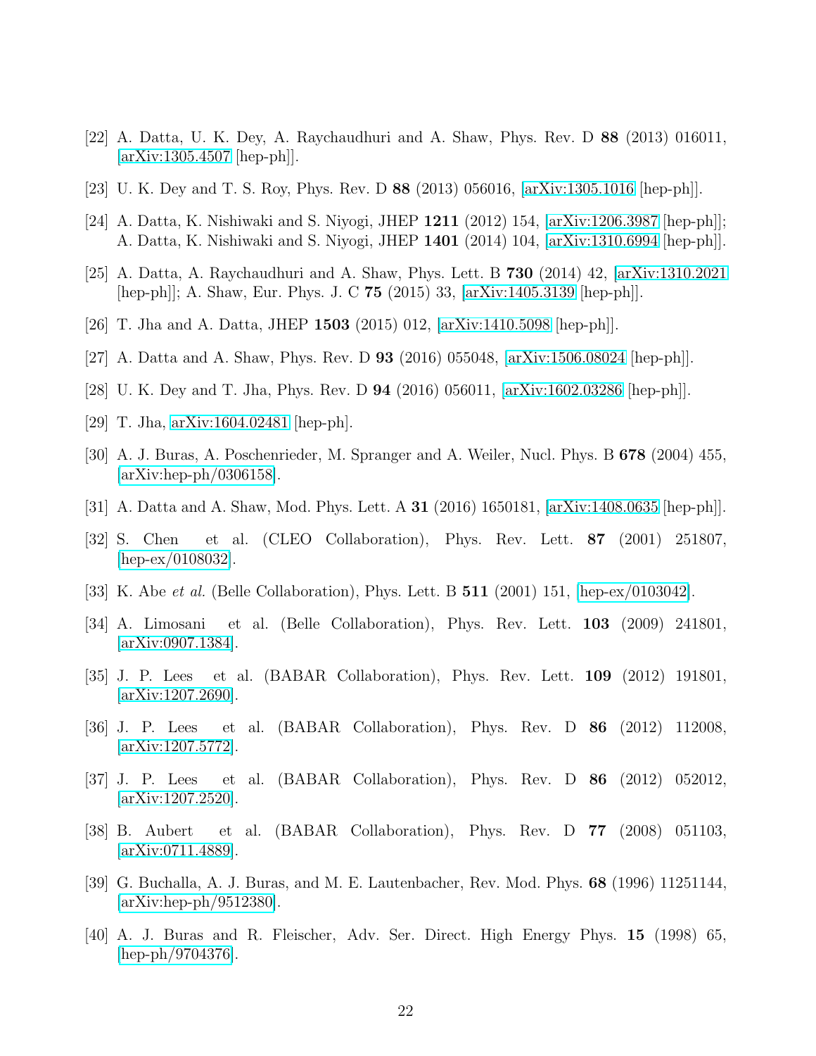[22] A. Datta, U. K. Dey, A. Raychaudhuri and A. Shaw, Phys. Rev. D **88** (2013) 016011, [arXiv:1305.4507 [hep-ph]].

[23] U. K. Dey and T. S. Roy, Phys. Rev. D **88** (2013) 056016, [arXiv:1305.1016 [hep-ph]].

[24] A. Datta, K. Nishiwaki and S. Niyogi, JHEP **1211** (2012) 154, [arXiv:1206.3987 [hep-ph]]; A. Datta, K. Nishiwaki and S. Niyogi, JHEP **1401** (2014) 104, [arXiv:1310.6994 [hep-ph]].

[25] A. Datta, A. Raychaudhuri and A. Shaw, Phys. Lett. B **730** (2014) 42, [arXiv:1310.2021 [hep-ph]]; A. Shaw, Eur. Phys. J. C **75** (2015) 33, [arXiv:1405.3139 [hep-ph]].

[26] T. Jha and A. Datta, JHEP **1503** (2015) 012, [arXiv:1410.5098 [hep-ph]].

[27] A. Datta and A. Shaw, Phys. Rev. D **93** (2016) 055048, [arXiv:1506.08024 [hep-ph]].

[28] U. K. Dey and T. Jha, Phys. Rev. D **94** (2016) 056011, [arXiv:1602.03286 [hep-ph]].

[29] T. Jha, arXiv:1604.02481 [hep-ph].

[30] A. J. Buras, A. Poschenrieder, M. Spranger and A. Weiler, Nucl. Phys. B **678** (2004) 455, [arXiv:hep-ph/0306158].

[31] A. Datta and A. Shaw, Mod. Phys. Lett. A **31** (2016) 1650181, [arXiv:1408.0635 [hep-ph]].

[32] S. Chen et al. (CLEO Collaboration), Phys. Rev. Lett. **87** (2001) 251807, [hep-ex/0108032].

[33] K. Abe *et al.* (Belle Collaboration), Phys. Lett. B **511** (2001) 151, [hep-ex/0103042].

[34] A. Limosani et al. (Belle Collaboration), Phys. Rev. Lett. **103** (2009) 241801, [arXiv:0907.1384].

[35] J. P. Lees et al. (BABAR Collaboration), Phys. Rev. Lett. **109** (2012) 191801, [arXiv:1207.2690].

[36] J. P. Lees et al. (BABAR Collaboration), Phys. Rev. D **86** (2012) 112008, [arXiv:1207.5772].

[37] J. P. Lees et al. (BABAR Collaboration), Phys. Rev. D **86** (2012) 052012, [arXiv:1207.2520].

[38] B. Aubert et al. (BABAR Collaboration), Phys. Rev. D **77** (2008) 051103, [arXiv:0711.4889].

[39] G. Buchalla, A. J. Buras, and M. E. Lautenbacher, Rev. Mod. Phys. **68** (1996) 11251144, [arXiv:hep-ph/9512380].

[40] A. J. Buras and R. Fleischer, Adv. Ser. Direct. High Energy Phys. **15** (1998) 65, [hep-ph/9704376].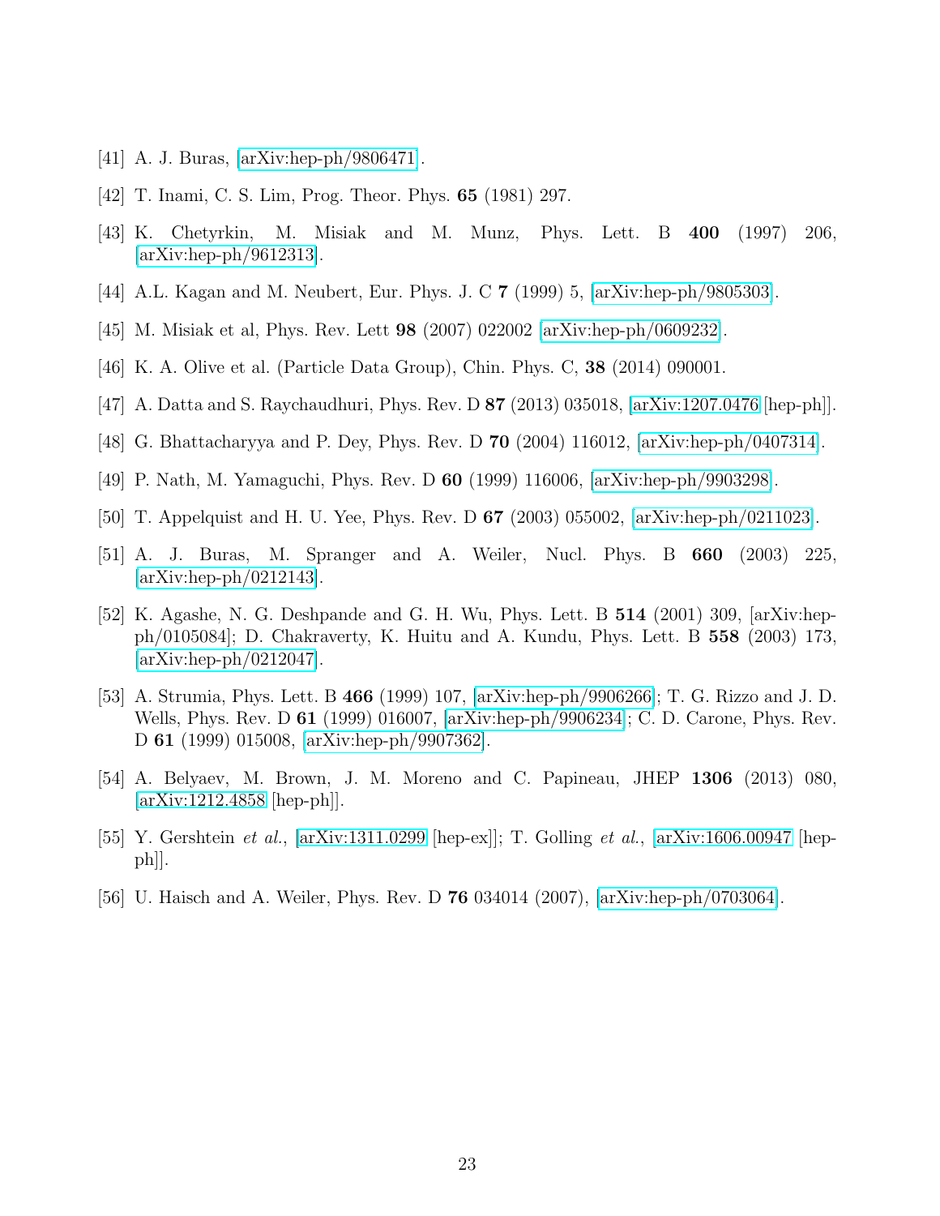[41] A. J. Buras, [arXiv:hep-ph/9806471].

[42] T. Inami, C. S. Lim, Prog. Theor. Phys. **65** (1981) 297.

[43] K. Chetyrkin, M. Misiak and M. Munz, Phys. Lett. B **400** (1997) 206, [arXiv:hep-ph/9612313].

[44] A.L. Kagan and M. Neubert, Eur. Phys. J. C **7** (1999) 5, [arXiv:hep-ph/9805303].

[45] M. Misiak et al, Phys. Rev. Lett **98** (2007) 022002 [arXiv:hep-ph/0609232].

[46] K. A. Olive et al. (Particle Data Group), Chin. Phys. C, **38** (2014) 090001.

[47] A. Datta and S. Raychaudhuri, Phys. Rev. D **87** (2013) 035018, [arXiv:1207.0476 [hep-ph]].

[48] G. Bhattacharyya and P. Dey, Phys. Rev. D **70** (2004) 116012, [arXiv:hep-ph/0407314].

[49] P. Nath, M. Yamaguchi, Phys. Rev. D **60** (1999) 116006, [arXiv:hep-ph/9903298].

[50] T. Appelquist and H. U. Yee, Phys. Rev. D **67** (2003) 055002, [arXiv:hep-ph/0211023].

[51] A. J. Buras, M. Spranger and A. Weiler, Nucl. Phys. B **660** (2003) 225, [arXiv:hep-ph/0212143].

[52] K. Agashe, N. G. Deshpande and G. H. Wu, Phys. Lett. B **514** (2001) 309, [arXiv:hep-ph/0105084]; D. Chakraverty, K. Huitu and A. Kundu, Phys. Lett. B **558** (2003) 173, [arXiv:hep-ph/0212047].

[53] A. Strumia, Phys. Lett. B **466** (1999) 107, [arXiv:hep-ph/9906266]; T. G. Rizzo and J. D. Wells, Phys. Rev. D **61** (1999) 016007, [arXiv:hep-ph/9906234]; C. D. Carone, Phys. Rev. D **61** (1999) 015008, [arXiv:hep-ph/9907362].

[54] A. Belyaev, M. Brown, J. M. Moreno and C. Papineau, JHEP **1306** (2013) 080, [arXiv:1212.4858 [hep-ph]].

[55] Y. Gershtein *et al.*, [arXiv:1311.0299 [hep-ex]]; T. Golling *et al.*, [arXiv:1606.00947 [hep-ph]].

[56] U. Haisch and A. Weiler, Phys. Rev. D **76** 034014 (2007), [arXiv:hep-ph/0703064].